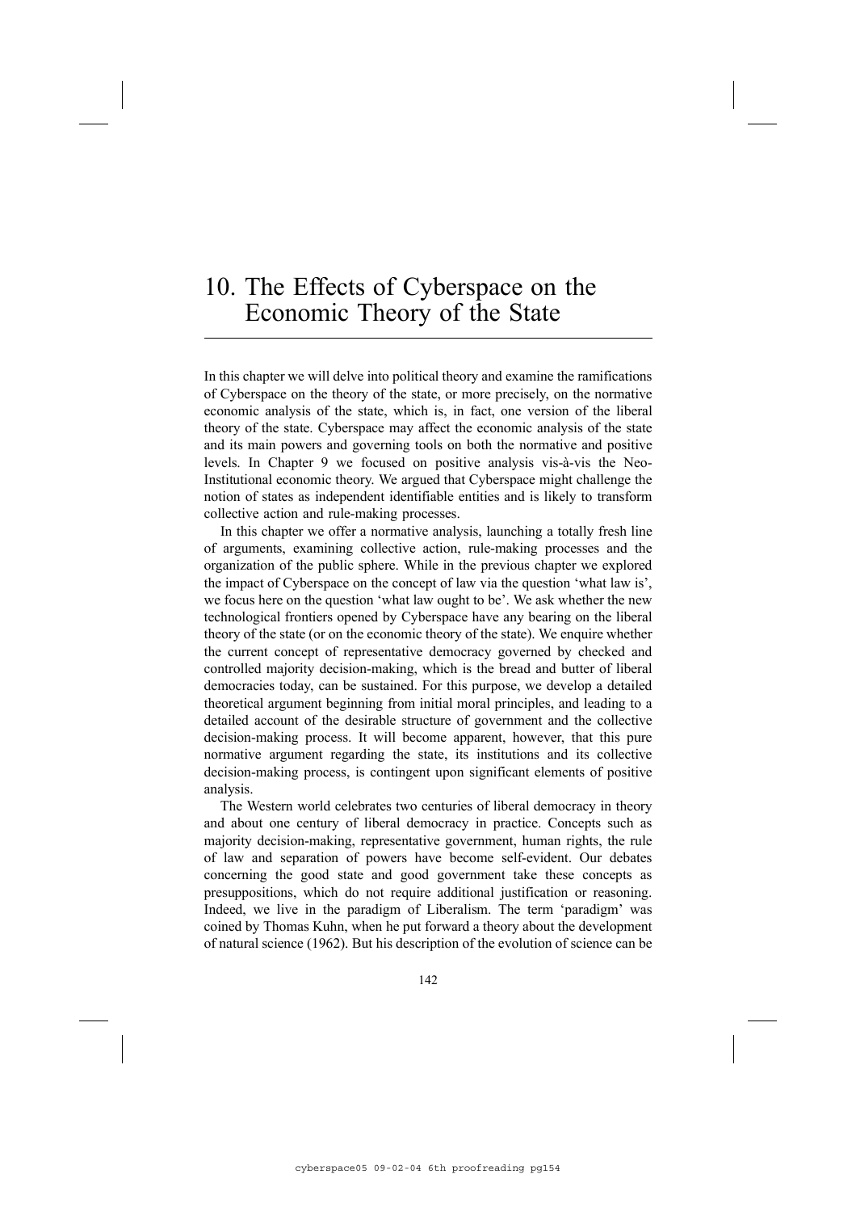# 10. The Effects of Cyberspace on the Economic Theory of the State

In this chapter we will delve into political theory and examine the ramifications of Cyberspace on the theory of the state, or more precisely, on the normative economic analysis of the state, which is, in fact, one version of the liberal theory of the state. Cyberspace may affect the economic analysis of the state and its main powers and governing tools on both the normative and positive levels. In Chapter 9 we focused on positive analysis vis-à-vis the Neo-Institutional economic theory. We argued that Cyberspace might challenge the notion of states as independent identifiable entities and is likely to transform collective action and rule-making processes.

In this chapter we offer a normative analysis, launching a totally fresh line of arguments, examining collective action, rule-making processes and the organization of the public sphere. While in the previous chapter we explored the impact of Cyberspace on the concept of law via the question 'what law is', we focus here on the question 'what law ought to be'. We ask whether the new technological frontiers opened by Cyberspace have any bearing on the liberal theory of the state (or on the economic theory of the state). We enquire whether the current concept of representative democracy governed by checked and controlled majority decision-making, which is the bread and butter of liberal democracies today, can be sustained. For this purpose, we develop a detailed theoretical argument beginning from initial moral principles, and leading to a detailed account of the desirable structure of government and the collective decision-making process. It will become apparent, however, that this pure normative argument regarding the state, its institutions and its collective decision-making process, is contingent upon significant elements of positive analysis.

The Western world celebrates two centuries of liberal democracy in theory and about one century of liberal democracy in practice. Concepts such as majority decision-making, representative government, human rights, the rule of law and separation of powers have become self-evident. Our debates concerning the good state and good government take these concepts as presuppositions, which do not require additional justification or reasoning. Indeed, we live in the paradigm of Liberalism. The term 'paradigm' was coined by Thomas Kuhn, when he put forward a theory about the development of natural science (1962). But his description of the evolution of science can be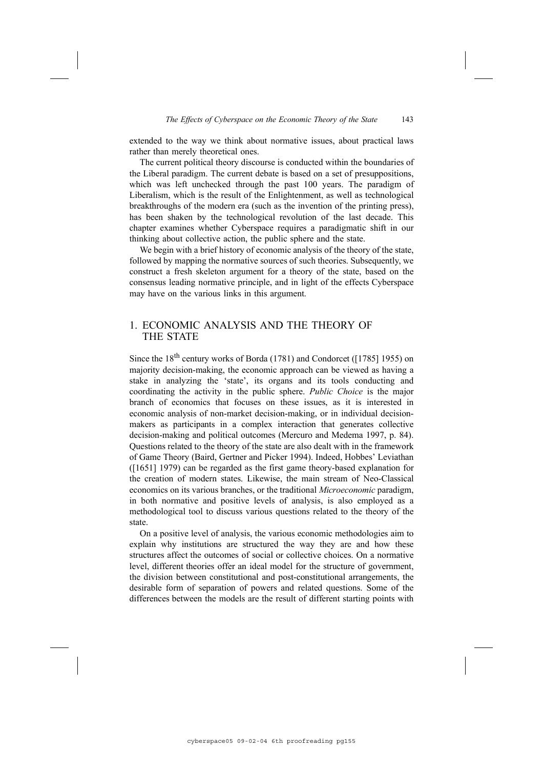extended to the way we think about normative issues, about practical laws rather than merely theoretical ones.

The current political theory discourse is conducted within the boundaries of the Liberal paradigm. The current debate is based on a set of presuppositions, which was left unchecked through the past 100 years. The paradigm of Liberalism, which is the result of the Enlightenment, as well as technological breakthroughs of the modern era (such as the invention of the printing press), has been shaken by the technological revolution of the last decade. This chapter examines whether Cyberspace requires a paradigmatic shift in our thinking about collective action, the public sphere and the state.

We begin with a brief history of economic analysis of the theory of the state, followed by mapping the normative sources of such theories. Subsequently, we construct a fresh skeleton argument for a theory of the state, based on the consensus leading normative principle, and in light of the effects Cyberspace may have on the various links in this argument.

## 1. ECONOMIC ANALYSIS AND THE THEORY OF THE STATE

Since the 18th century works of Borda (1781) and Condorcet ([1785] 1955) on majority decision-making, the economic approach can be viewed as having a stake in analyzing the 'state', its organs and its tools conducting and coordinating the activity in the public sphere. *Public Choice* is the major branch of economics that focuses on these issues, as it is interested in economic analysis of non-market decision-making, or in individual decision-makers as participants in a complex interaction that generates collective decision-making and political outcomes (Mercuro and Medema 1997, p. 84). Questions related to the theory of the state are also dealt with in the framework of Game Theory (Baird, Gertner and Picker 1994). Indeed, Hobbes' Leviathan ([1651] 1979) can be regarded as the first game theory-based explanation for the creation of modern states. Likewise, the main stream of Neo-Classical economics on its various branches, or the traditional *Microeconomic* paradigm, in both normative and positive levels of analysis, is also employed as a methodological tool to discuss various questions related to the theory of the state.

On a positive level of analysis, the various economic methodologies aim to explain why institutions are structured the way they are and how these structures affect the outcomes of social or collective choices. On a normative level, different theories offer an ideal model for the structure of government, the division between constitutional and post-constitutional arrangements, the desirable form of separation of powers and related questions. Some of the differences between the models are the result of different starting points with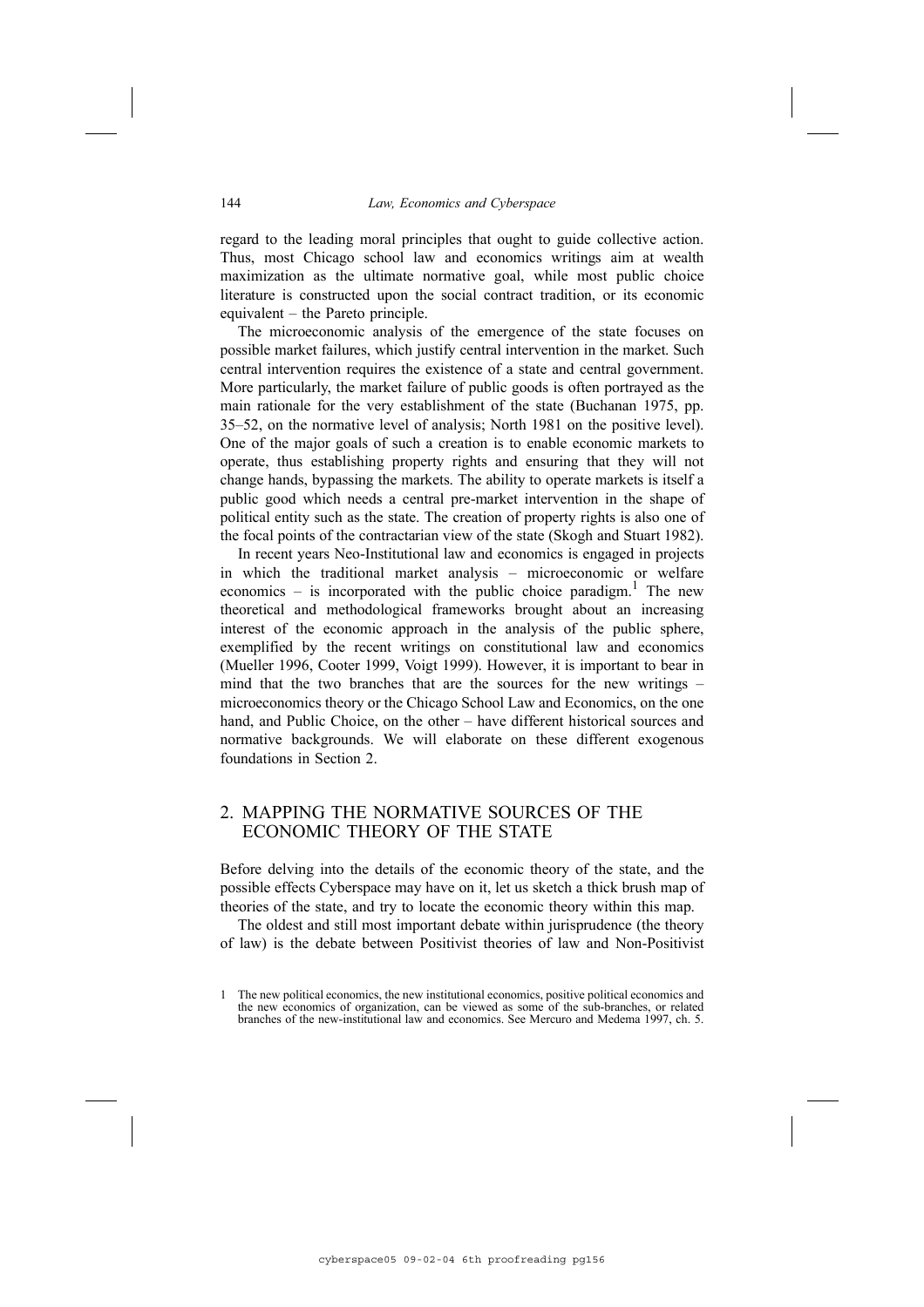regard to the leading moral principles that ought to guide collective action. Thus, most Chicago school law and economics writings aim at wealth maximization as the ultimate normative goal, while most public choice literature is constructed upon the social contract tradition, or its economic equivalent – the Pareto principle.

The microeconomic analysis of the emergence of the state focuses on possible market failures, which justify central intervention in the market. Such central intervention requires the existence of a state and central government. More particularly, the market failure of public goods is often portrayed as the main rationale for the very establishment of the state (Buchanan 1975, pp. 35–52, on the normative level of analysis; North 1981 on the positive level). One of the major goals of such a creation is to enable economic markets to operate, thus establishing property rights and ensuring that they will not change hands, bypassing the markets. The ability to operate markets is itself a public good which needs a central pre-market intervention in the shape of political entity such as the state. The creation of property rights is also one of the focal points of the contractarian view of the state (Skogh and Stuart 1982).

In recent years Neo-Institutional law and economics is engaged in projects in which the traditional market analysis – microeconomic or welfare economics – is incorporated with the public choice paradigm.[1] The new theoretical and methodological frameworks brought about an increasing interest of the economic approach in the analysis of the public sphere, exemplified by the recent writings on constitutional law and economics (Mueller 1996, Cooter 1999, Voigt 1999). However, it is important to bear in mind that the two branches that are the sources for the new writings – microeconomics theory or the Chicago School Law and Economics, on the one hand, and Public Choice, on the other – have different historical sources and normative backgrounds. We will elaborate on these different exogenous foundations in Section 2.

## 2. MAPPING THE NORMATIVE SOURCES OF THE ECONOMIC THEORY OF THE STATE

Before delving into the details of the economic theory of the state, and the possible effects Cyberspace may have on it, let us sketch a thick brush map of theories of the state, and try to locate the economic theory within this map.

The oldest and still most important debate within jurisprudence (the theory of law) is the debate between Positivist theories of law and Non-Positivist

1 The new political economics, the new institutional economics, positive political economics and the new economics of organization, can be viewed as some of the sub-branches, or related branches of the new-institutional law and economics. See Mercuro and Medema 1997, ch. 5.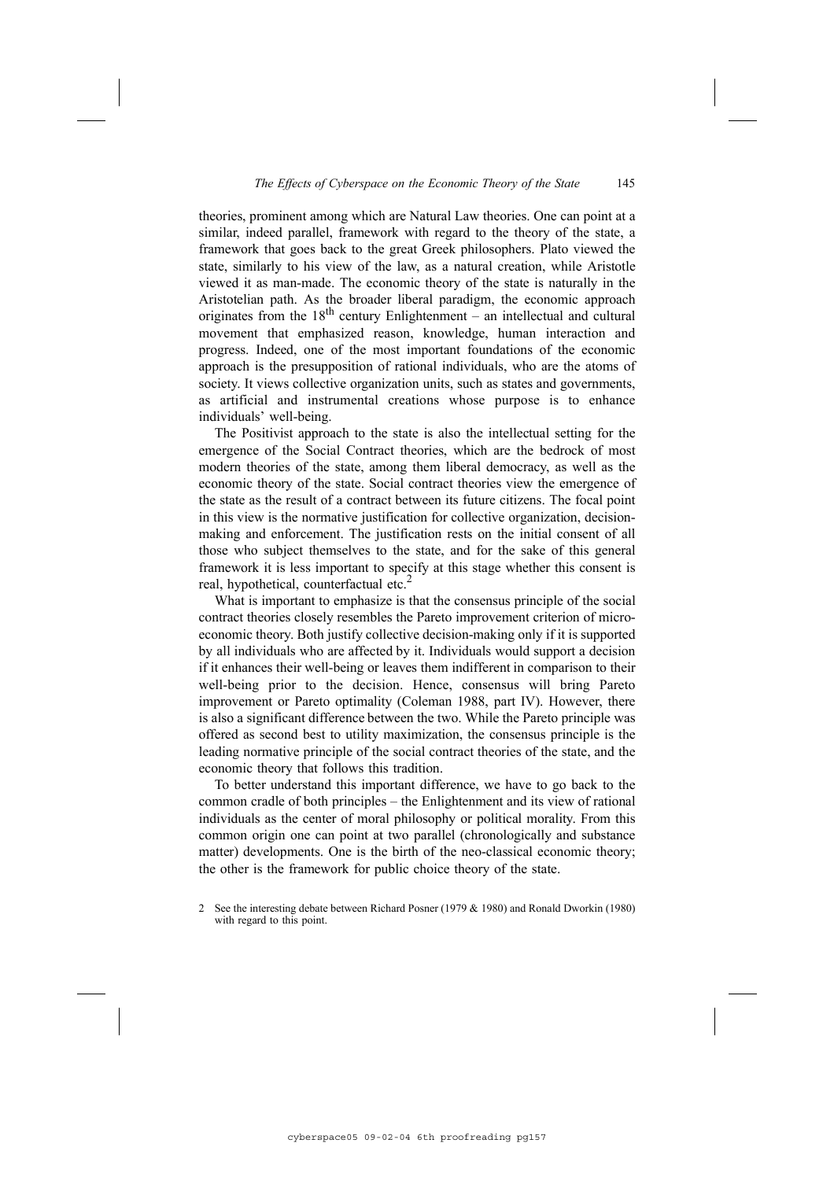theories, prominent among which are Natural Law theories. One can point at a similar, indeed parallel, framework with regard to the theory of the state, a framework that goes back to the great Greek philosophers. Plato viewed the state, similarly to his view of the law, as a natural creation, while Aristotle viewed it as man-made. The economic theory of the state is naturally in the Aristotelian path. As the broader liberal paradigm, the economic approach originates from the 18th century Enlightenment – an intellectual and cultural movement that emphasized reason, knowledge, human interaction and progress. Indeed, one of the most important foundations of the economic approach is the presupposition of rational individuals, who are the atoms of society. It views collective organization units, such as states and governments, as artificial and instrumental creations whose purpose is to enhance individuals' well-being.

The Positivist approach to the state is also the intellectual setting for the emergence of the Social Contract theories, which are the bedrock of most modern theories of the state, among them liberal democracy, as well as the economic theory of the state. Social contract theories view the emergence of the state as the result of a contract between its future citizens. The focal point in this view is the normative justification for collective organization, decision-making and enforcement. The justification rests on the initial consent of all those who subject themselves to the state, and for the sake of this general framework it is less important to specify at this stage whether this consent is real, hypothetical, counterfactual etc.[2]

What is important to emphasize is that the consensus principle of the social contract theories closely resembles the Pareto improvement criterion of micro-economic theory. Both justify collective decision-making only if it is supported by all individuals who are affected by it. Individuals would support a decision if it enhances their well-being or leaves them indifferent in comparison to their well-being prior to the decision. Hence, consensus will bring Pareto improvement or Pareto optimality (Coleman 1988, part IV). However, there is also a significant difference between the two. While the Pareto principle was offered as second best to utility maximization, the consensus principle is the leading normative principle of the social contract theories of the state, and the economic theory that follows this tradition.

To better understand this important difference, we have to go back to the common cradle of both principles – the Enlightenment and its view of rational individuals as the center of moral philosophy or political morality. From this common origin one can point at two parallel (chronologically and substance matter) developments. One is the birth of the neo-classical economic theory; the other is the framework for public choice theory of the state.

2 See the interesting debate between Richard Posner (1979 & 1980) and Ronald Dworkin (1980) with regard to this point.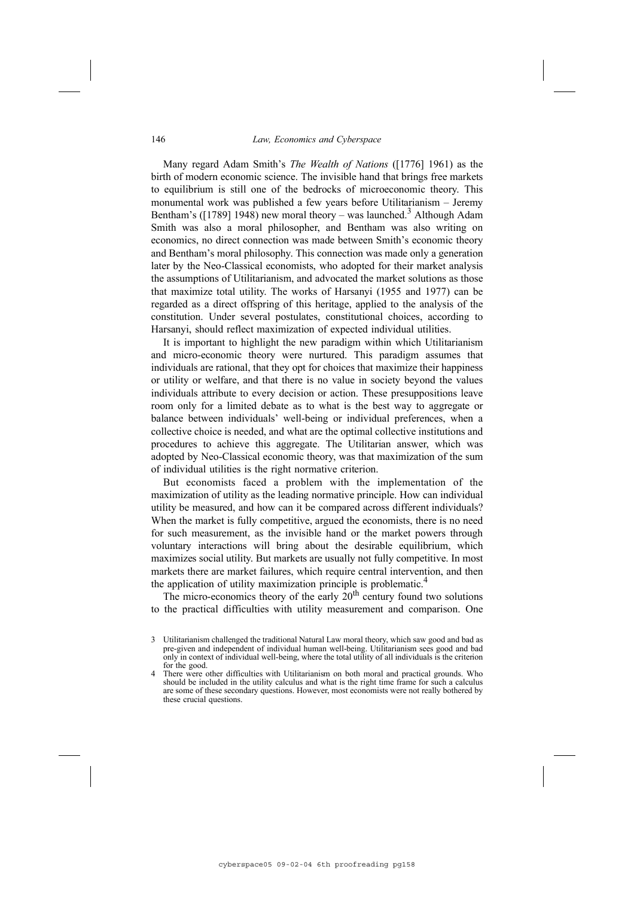Many regard Adam Smith's *The Wealth of Nations* ([1776] 1961) as the birth of modern economic science. The invisible hand that brings free markets to equilibrium is still one of the bedrocks of microeconomic theory. This monumental work was published a few years before Utilitarianism – Jeremy Bentham's ([1789] 1948) new moral theory – was launched.[3] Although Adam Smith was also a moral philosopher, and Bentham was also writing on economics, no direct connection was made between Smith's economic theory and Bentham's moral philosophy. This connection was made only a generation later by the Neo-Classical economists, who adopted for their market analysis the assumptions of Utilitarianism, and advocated the market solutions as those that maximize total utility. The works of Harsanyi (1955 and 1977) can be regarded as a direct offspring of this heritage, applied to the analysis of the constitution. Under several postulates, constitutional choices, according to Harsanyi, should reflect maximization of expected individual utilities.

It is important to highlight the new paradigm within which Utilitarianism and micro-economic theory were nurtured. This paradigm assumes that individuals are rational, that they opt for choices that maximize their happiness or utility or welfare, and that there is no value in society beyond the values individuals attribute to every decision or action. These presuppositions leave room only for a limited debate as to what is the best way to aggregate or balance between individuals' well-being or individual preferences, when a collective choice is needed, and what are the optimal collective institutions and procedures to achieve this aggregate. The Utilitarian answer, which was adopted by Neo-Classical economic theory, was that maximization of the sum of individual utilities is the right normative criterion.

But economists faced a problem with the implementation of the maximization of utility as the leading normative principle. How can individual utility be measured, and how can it be compared across different individuals? When the market is fully competitive, argued the economists, there is no need for such measurement, as the invisible hand or the market powers through voluntary interactions will bring about the desirable equilibrium, which maximizes social utility. But markets are usually not fully competitive. In most markets there are market failures, which require central intervention, and then the application of utility maximization principle is problematic.[4]

The micro-economics theory of the early 20th century found two solutions to the practical difficulties with utility measurement and comparison. One

---

3 Utilitarianism challenged the traditional Natural Law moral theory, which saw good and bad as pre-given and independent of individual human well-being. Utilitarianism sees good and bad only in context of individual well-being, where the total utility of all individuals is the criterion for the good.

4 There were other difficulties with Utilitarianism on both moral and practical grounds. Who should be included in the utility calculus and what is the right time frame for such a calculus are some of these secondary questions. However, most economists were not really bothered by these crucial questions.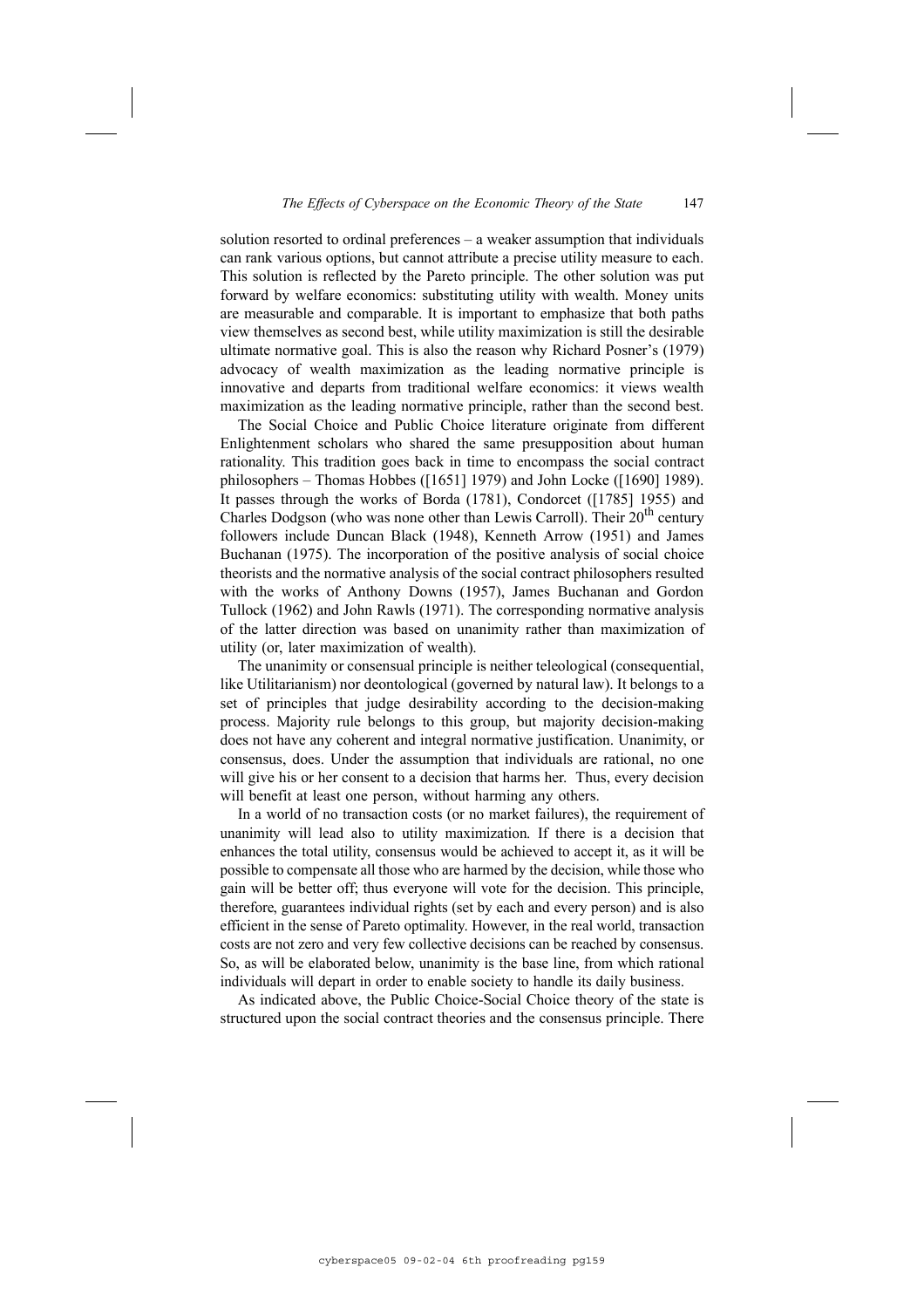solution resorted to ordinal preferences – a weaker assumption that individuals can rank various options, but cannot attribute a precise utility measure to each. This solution is reflected by the Pareto principle. The other solution was put forward by welfare economics: substituting utility with wealth. Money units are measurable and comparable. It is important to emphasize that both paths view themselves as second best, while utility maximization is still the desirable ultimate normative goal. This is also the reason why Richard Posner's (1979) advocacy of wealth maximization as the leading normative principle is innovative and departs from traditional welfare economics: it views wealth maximization as the leading normative principle, rather than the second best.

The Social Choice and Public Choice literature originate from different Enlightenment scholars who shared the same presupposition about human rationality. This tradition goes back in time to encompass the social contract philosophers – Thomas Hobbes ([1651] 1979) and John Locke ([1690] 1989). It passes through the works of Borda (1781), Condorcet ([1785] 1955) and Charles Dodgson (who was none other than Lewis Carroll). Their 20th century followers include Duncan Black (1948), Kenneth Arrow (1951) and James Buchanan (1975). The incorporation of the positive analysis of social choice theorists and the normative analysis of the social contract philosophers resulted with the works of Anthony Downs (1957), James Buchanan and Gordon Tullock (1962) and John Rawls (1971). The corresponding normative analysis of the latter direction was based on unanimity rather than maximization of utility (or, later maximization of wealth).

The unanimity or consensual principle is neither teleological (consequential, like Utilitarianism) nor deontological (governed by natural law). It belongs to a set of principles that judge desirability according to the decision-making process. Majority rule belongs to this group, but majority decision-making does not have any coherent and integral normative justification. Unanimity, or consensus, does. Under the assumption that individuals are rational, no one will give his or her consent to a decision that harms her. Thus, every decision will benefit at least one person, without harming any others.

In a world of no transaction costs (or no market failures), the requirement of unanimity will lead also to utility maximization. If there is a decision that enhances the total utility, consensus would be achieved to accept it, as it will be possible to compensate all those who are harmed by the decision, while those who gain will be better off; thus everyone will vote for the decision. This principle, therefore, guarantees individual rights (set by each and every person) and is also efficient in the sense of Pareto optimality. However, in the real world, transaction costs are not zero and very few collective decisions can be reached by consensus. So, as will be elaborated below, unanimity is the base line, from which rational individuals will depart in order to enable society to handle its daily business.

As indicated above, the Public Choice-Social Choice theory of the state is structured upon the social contract theories and the consensus principle. There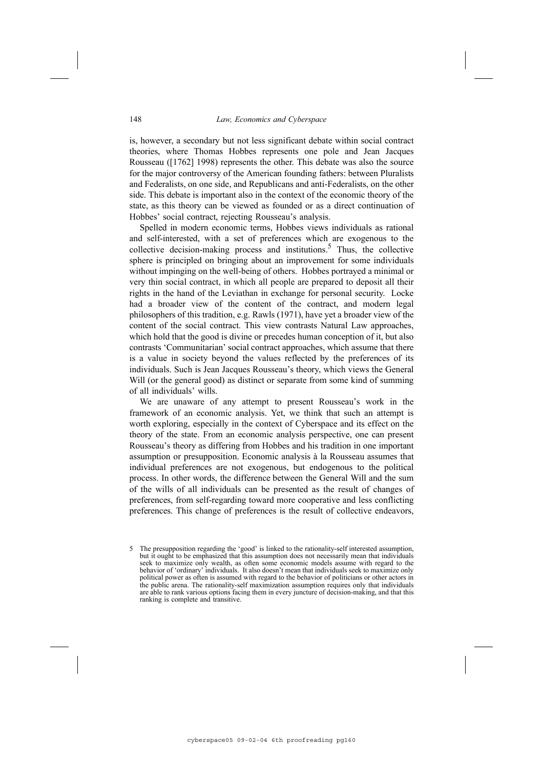is, however, a secondary but not less significant debate within social contract theories, where Thomas Hobbes represents one pole and Jean Jacques Rousseau ([1762] 1998) represents the other. This debate was also the source for the major controversy of the American founding fathers: between Pluralists and Federalists, on one side, and Republicans and anti-Federalists, on the other side. This debate is important also in the context of the economic theory of the state, as this theory can be viewed as founded or as a direct continuation of Hobbes' social contract, rejecting Rousseau's analysis.

Spelled in modern economic terms, Hobbes views individuals as rational and self-interested, with a set of preferences which are exogenous to the collective decision-making process and institutions.[5] Thus, the collective sphere is principled on bringing about an improvement for some individuals without impinging on the well-being of others. Hobbes portrayed a minimal or very thin social contract, in which all people are prepared to deposit all their rights in the hand of the Leviathan in exchange for personal security. Locke had a broader view of the content of the contract, and modern legal philosophers of this tradition, e.g. Rawls (1971), have yet a broader view of the content of the social contract. This view contrasts Natural Law approaches, which hold that the good is divine or precedes human conception of it, but also contrasts 'Communitarian' social contract approaches, which assume that there is a value in society beyond the values reflected by the preferences of its individuals. Such is Jean Jacques Rousseau's theory, which views the General Will (or the general good) as distinct or separate from some kind of summing of all individuals' wills.

We are unaware of any attempt to present Rousseau's work in the framework of an economic analysis. Yet, we think that such an attempt is worth exploring, especially in the context of Cyberspace and its effect on the theory of the state. From an economic analysis perspective, one can present Rousseau's theory as differing from Hobbes and his tradition in one important assumption or presupposition. Economic analysis à la Rousseau assumes that individual preferences are not exogenous, but endogenous to the political process. In other words, the difference between the General Will and the sum of the wills of all individuals can be presented as the result of changes of preferences, from self-regarding toward more cooperative and less conflicting preferences. This change of preferences is the result of collective endeavors,

5 The presupposition regarding the 'good' is linked to the rationality-self interested assumption, but it ought to be emphasized that this assumption does not necessarily mean that individuals seek to maximize only wealth, as often some economic models assume with regard to the behavior of 'ordinary' individuals. It also doesn't mean that individuals seek to maximize only political power as often is assumed with regard to the behavior of politicians or other actors in the public arena. The rationality-self maximization assumption requires only that individuals are able to rank various options facing them in every juncture of decision-making, and that this ranking is complete and transitive.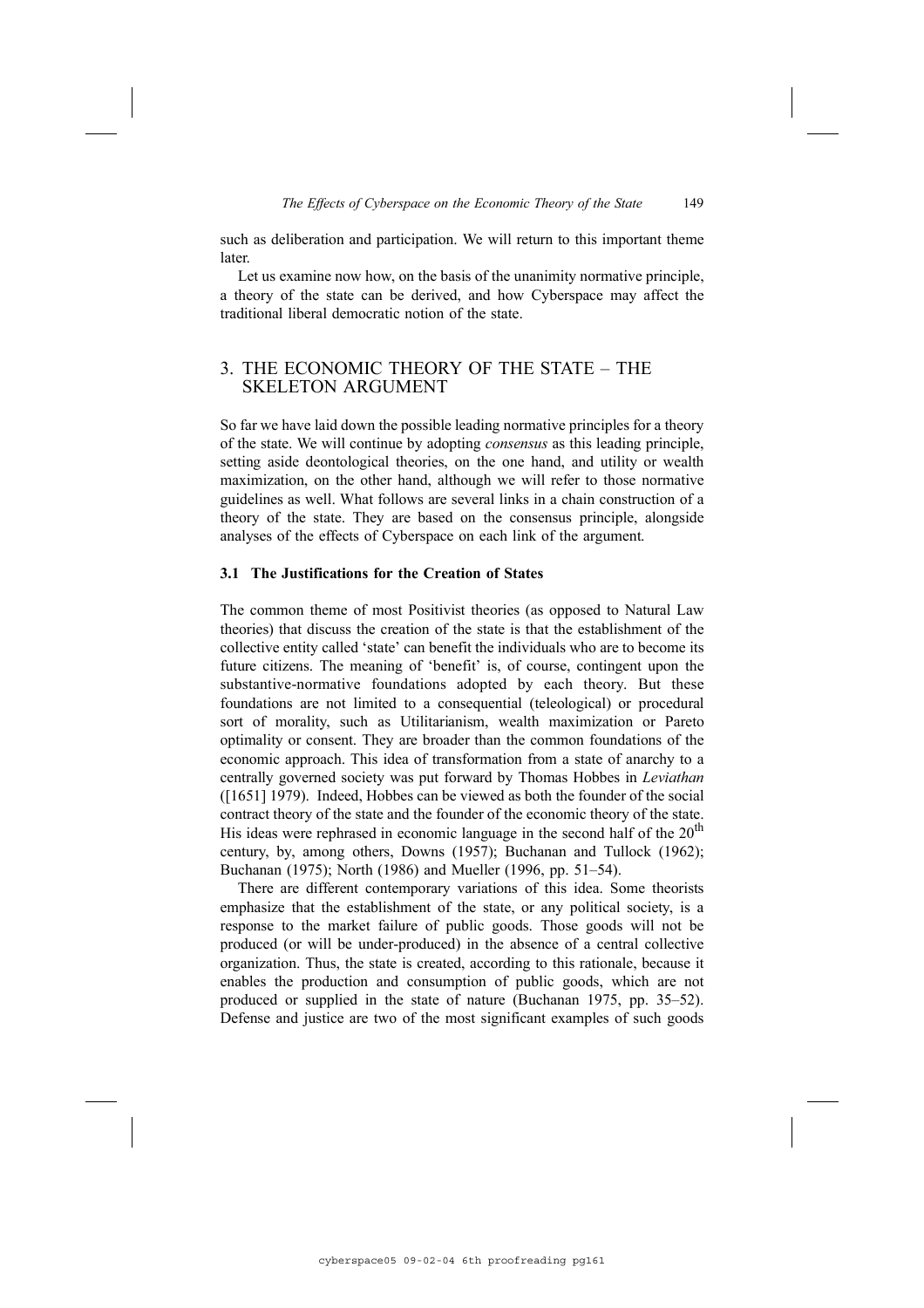such as deliberation and participation. We will return to this important theme later.

Let us examine now how, on the basis of the unanimity normative principle, a theory of the state can be derived, and how Cyberspace may affect the traditional liberal democratic notion of the state.

## 3. THE ECONOMIC THEORY OF THE STATE – THE SKELETON ARGUMENT

So far we have laid down the possible leading normative principles for a theory of the state. We will continue by adopting *consensus* as this leading principle, setting aside deontological theories, on the one hand, and utility or wealth maximization, on the other hand, although we will refer to those normative guidelines as well. What follows are several links in a chain construction of a theory of the state. They are based on the consensus principle, alongside analyses of the effects of Cyberspace on each link of the argument.

### 3.1 The Justifications for the Creation of States

The common theme of most Positivist theories (as opposed to Natural Law theories) that discuss the creation of the state is that the establishment of the collective entity called 'state' can benefit the individuals who are to become its future citizens. The meaning of 'benefit' is, of course, contingent upon the substantive-normative foundations adopted by each theory. But these foundations are not limited to a consequential (teleological) or procedural sort of morality, such as Utilitarianism, wealth maximization or Pareto optimality or consent. They are broader than the common foundations of the economic approach. This idea of transformation from a state of anarchy to a centrally governed society was put forward by Thomas Hobbes in *Leviathan* ([1651] 1979). Indeed, Hobbes can be viewed as both the founder of the social contract theory of the state and the founder of the economic theory of the state. His ideas were rephrased in economic language in the second half of the 20th century, by, among others, Downs (1957); Buchanan and Tullock (1962); Buchanan (1975); North (1986) and Mueller (1996, pp. 51–54).

There are different contemporary variations of this idea. Some theorists emphasize that the establishment of the state, or any political society, is a response to the market failure of public goods. Those goods will not be produced (or will be under-produced) in the absence of a central collective organization. Thus, the state is created, according to this rationale, because it enables the production and consumption of public goods, which are not produced or supplied in the state of nature (Buchanan 1975, pp. 35–52). Defense and justice are two of the most significant examples of such goods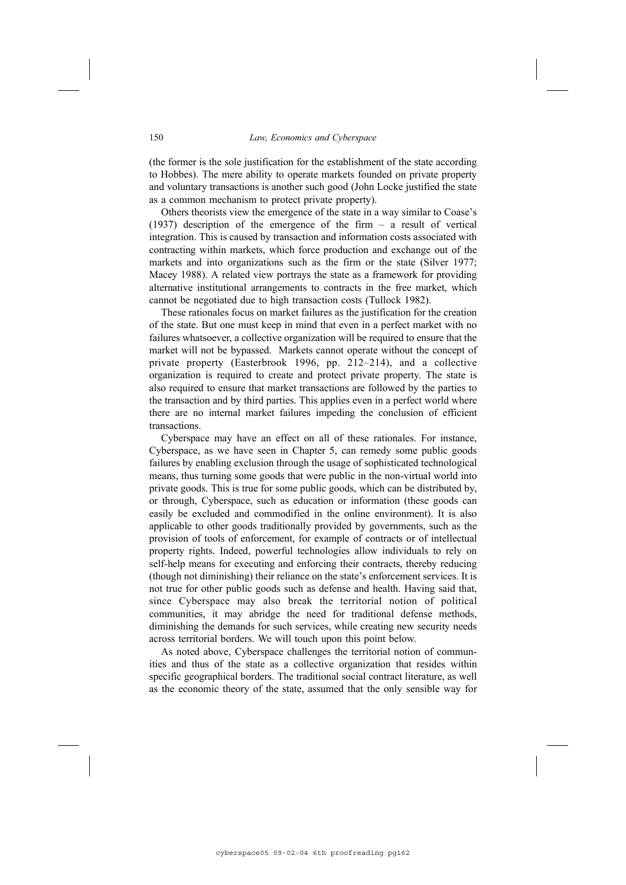(the former is the sole justification for the establishment of the state according to Hobbes). The mere ability to operate markets founded on private property and voluntary transactions is another such good (John Locke justified the state as a common mechanism to protect private property).

Others theorists view the emergence of the state in a way similar to Coase's (1937) description of the emergence of the firm – a result of vertical integration. This is caused by transaction and information costs associated with contracting within markets, which force production and exchange out of the markets and into organizations such as the firm or the state (Silver 1977; Macey 1988). A related view portrays the state as a framework for providing alternative institutional arrangements to contracts in the free market, which cannot be negotiated due to high transaction costs (Tullock 1982).

These rationales focus on market failures as the justification for the creation of the state. But one must keep in mind that even in a perfect market with no failures whatsoever, a collective organization will be required to ensure that the market will not be bypassed. Markets cannot operate without the concept of private property (Easterbrook 1996, pp. 212–214), and a collective organization is required to create and protect private property. The state is also required to ensure that market transactions are followed by the parties to the transaction and by third parties. This applies even in a perfect world where there are no internal market failures impeding the conclusion of efficient transactions.

Cyberspace may have an effect on all of these rationales. For instance, Cyberspace, as we have seen in Chapter 5, can remedy some public goods failures by enabling exclusion through the usage of sophisticated technological means, thus turning some goods that were public in the non-virtual world into private goods. This is true for some public goods, which can be distributed by, or through, Cyberspace, such as education or information (these goods can easily be excluded and commodified in the online environment). It is also applicable to other goods traditionally provided by governments, such as the provision of tools of enforcement, for example of contracts or of intellectual property rights. Indeed, powerful technologies allow individuals to rely on self-help means for executing and enforcing their contracts, thereby reducing (though not diminishing) their reliance on the state's enforcement services. It is not true for other public goods such as defense and health. Having said that, since Cyberspace may also break the territorial notion of political communities, it may abridge the need for traditional defense methods, diminishing the demands for such services, while creating new security needs across territorial borders. We will touch upon this point below.

As noted above, Cyberspace challenges the territorial notion of communities and thus of the state as a collective organization that resides within specific geographical borders. The traditional social contract literature, as well as the economic theory of the state, assumed that the only sensible way for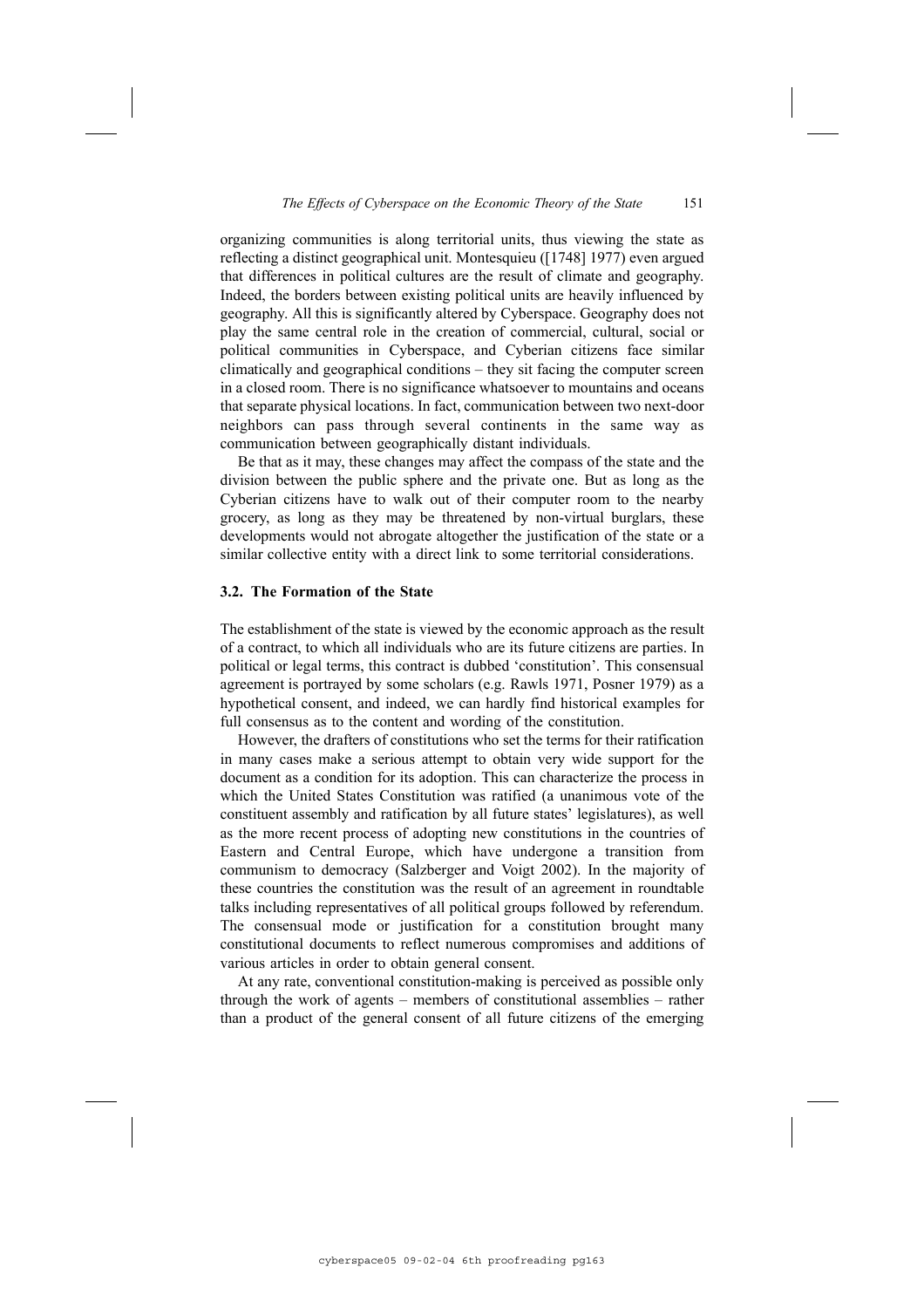organizing communities is along territorial units, thus viewing the state as reflecting a distinct geographical unit. Montesquieu ([1748] 1977) even argued that differences in political cultures are the result of climate and geography. Indeed, the borders between existing political units are heavily influenced by geography. All this is significantly altered by Cyberspace. Geography does not play the same central role in the creation of commercial, cultural, social or political communities in Cyberspace, and Cyberian citizens face similar climatically and geographical conditions – they sit facing the computer screen in a closed room. There is no significance whatsoever to mountains and oceans that separate physical locations. In fact, communication between two next-door neighbors can pass through several continents in the same way as communication between geographically distant individuals.

Be that as it may, these changes may affect the compass of the state and the division between the public sphere and the private one. But as long as the Cyberian citizens have to walk out of their computer room to the nearby grocery, as long as they may be threatened by non-virtual burglars, these developments would not abrogate altogether the justification of the state or a similar collective entity with a direct link to some territorial considerations.

### 3.2. The Formation of the State

The establishment of the state is viewed by the economic approach as the result of a contract, to which all individuals who are its future citizens are parties. In political or legal terms, this contract is dubbed 'constitution'. This consensual agreement is portrayed by some scholars (e.g. Rawls 1971, Posner 1979) as a hypothetical consent, and indeed, we can hardly find historical examples for full consensus as to the content and wording of the constitution.

However, the drafters of constitutions who set the terms for their ratification in many cases make a serious attempt to obtain very wide support for the document as a condition for its adoption. This can characterize the process in which the United States Constitution was ratified (a unanimous vote of the constituent assembly and ratification by all future states' legislatures), as well as the more recent process of adopting new constitutions in the countries of Eastern and Central Europe, which have undergone a transition from communism to democracy (Salzberger and Voigt 2002). In the majority of these countries the constitution was the result of an agreement in roundtable talks including representatives of all political groups followed by referendum. The consensual mode or justification for a constitution brought many constitutional documents to reflect numerous compromises and additions of various articles in order to obtain general consent.

At any rate, conventional constitution-making is perceived as possible only through the work of agents – members of constitutional assemblies – rather than a product of the general consent of all future citizens of the emerging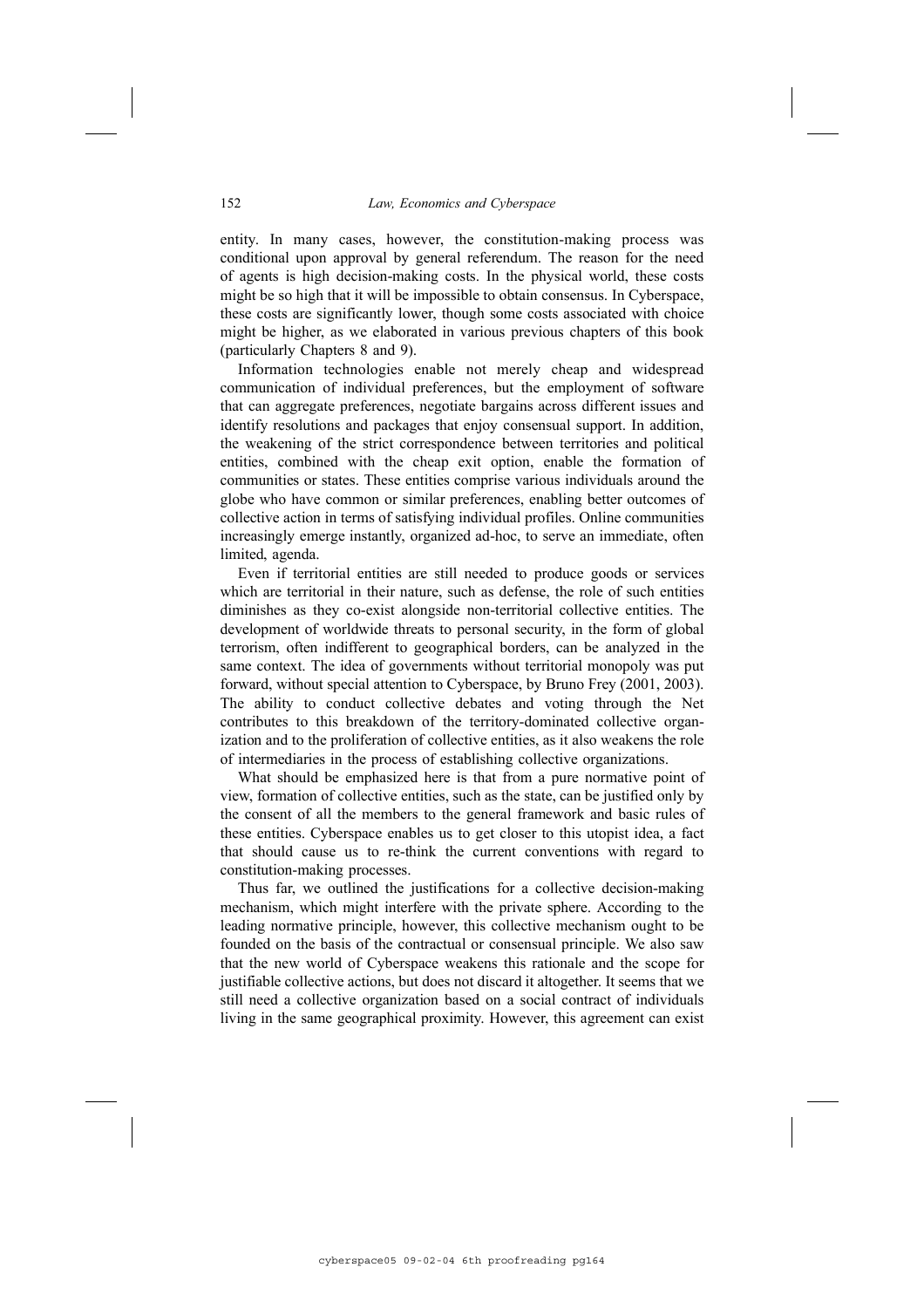entity. In many cases, however, the constitution-making process was conditional upon approval by general referendum. The reason for the need of agents is high decision-making costs. In the physical world, these costs might be so high that it will be impossible to obtain consensus. In Cyberspace, these costs are significantly lower, though some costs associated with choice might be higher, as we elaborated in various previous chapters of this book (particularly Chapters 8 and 9).

Information technologies enable not merely cheap and widespread communication of individual preferences, but the employment of software that can aggregate preferences, negotiate bargains across different issues and identify resolutions and packages that enjoy consensual support. In addition, the weakening of the strict correspondence between territories and political entities, combined with the cheap exit option, enable the formation of communities or states. These entities comprise various individuals around the globe who have common or similar preferences, enabling better outcomes of collective action in terms of satisfying individual profiles. Online communities increasingly emerge instantly, organized ad-hoc, to serve an immediate, often limited, agenda.

Even if territorial entities are still needed to produce goods or services which are territorial in their nature, such as defense, the role of such entities diminishes as they co-exist alongside non-territorial collective entities. The development of worldwide threats to personal security, in the form of global terrorism, often indifferent to geographical borders, can be analyzed in the same context. The idea of governments without territorial monopoly was put forward, without special attention to Cyberspace, by Bruno Frey (2001, 2003). The ability to conduct collective debates and voting through the Net contributes to this breakdown of the territory-dominated collective organization and to the proliferation of collective entities, as it also weakens the role of intermediaries in the process of establishing collective organizations.

What should be emphasized here is that from a pure normative point of view, formation of collective entities, such as the state, can be justified only by the consent of all the members to the general framework and basic rules of these entities. Cyberspace enables us to get closer to this utopist idea, a fact that should cause us to re-think the current conventions with regard to constitution-making processes.

Thus far, we outlined the justifications for a collective decision-making mechanism, which might interfere with the private sphere. According to the leading normative principle, however, this collective mechanism ought to be founded on the basis of the contractual or consensual principle. We also saw that the new world of Cyberspace weakens this rationale and the scope for justifiable collective actions, but does not discard it altogether. It seems that we still need a collective organization based on a social contract of individuals living in the same geographical proximity. However, this agreement can exist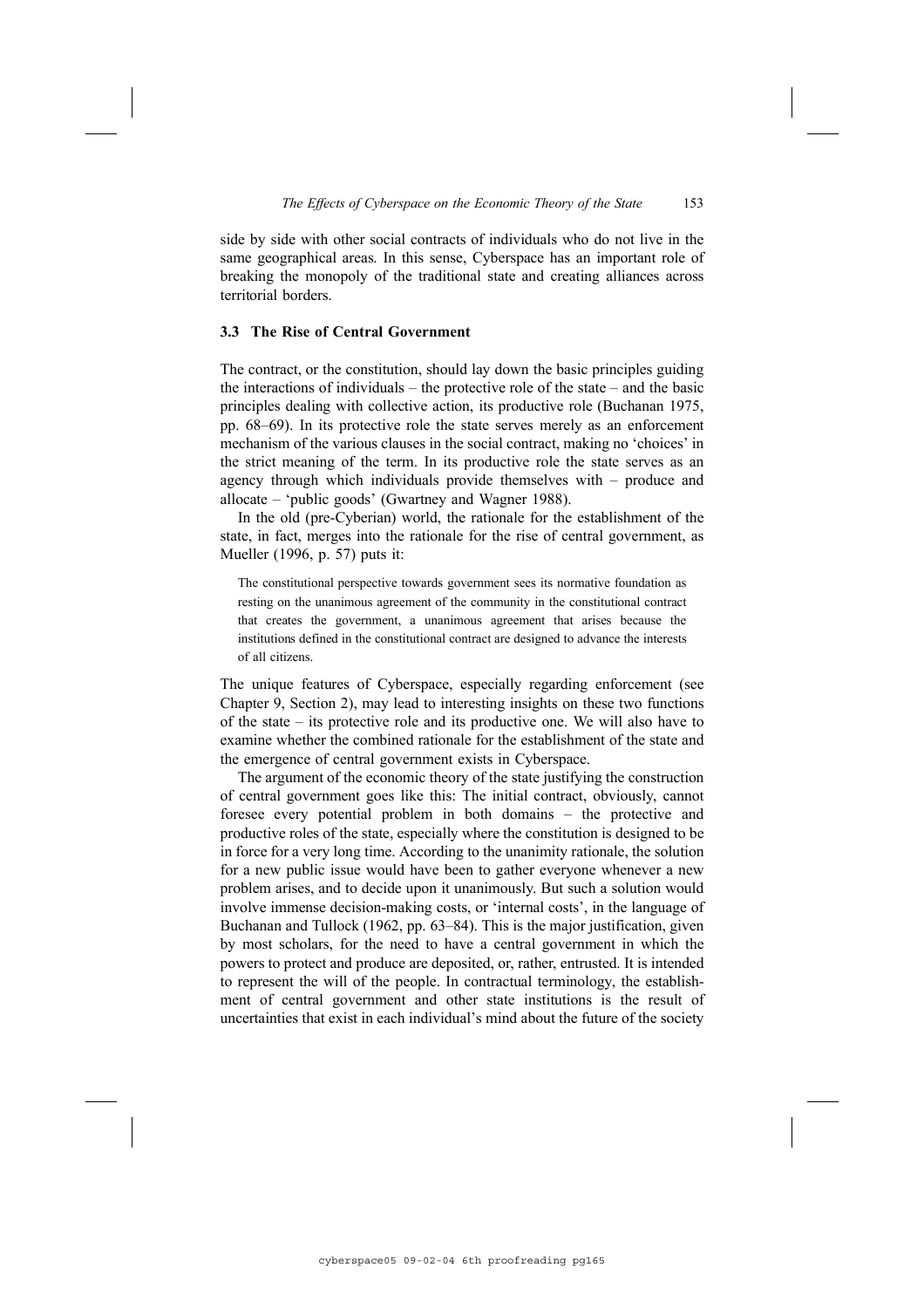side by side with other social contracts of individuals who do not live in the same geographical areas. In this sense, Cyberspace has an important role of breaking the monopoly of the traditional state and creating alliances across territorial borders.

### 3.3 The Rise of Central Government

The contract, or the constitution, should lay down the basic principles guiding the interactions of individuals – the protective role of the state – and the basic principles dealing with collective action, its productive role (Buchanan 1975, pp. 68–69). In its protective role the state serves merely as an enforcement mechanism of the various clauses in the social contract, making no 'choices' in the strict meaning of the term. In its productive role the state serves as an agency through which individuals provide themselves with – produce and allocate – 'public goods' (Gwartney and Wagner 1988).

In the old (pre-Cyberian) world, the rationale for the establishment of the state, in fact, merges into the rationale for the rise of central government, as Mueller (1996, p. 57) puts it:

> The constitutional perspective towards government sees its normative foundation as resting on the unanimous agreement of the community in the constitutional contract that creates the government, a unanimous agreement that arises because the institutions defined in the constitutional contract are designed to advance the interests of all citizens.

The unique features of Cyberspace, especially regarding enforcement (see Chapter 9, Section 2), may lead to interesting insights on these two functions of the state – its protective role and its productive one. We will also have to examine whether the combined rationale for the establishment of the state and the emergence of central government exists in Cyberspace.

The argument of the economic theory of the state justifying the construction of central government goes like this: The initial contract, obviously, cannot foresee every potential problem in both domains – the protective and productive roles of the state, especially where the constitution is designed to be in force for a very long time. According to the unanimity rationale, the solution for a new public issue would have been to gather everyone whenever a new problem arises, and to decide upon it unanimously. But such a solution would involve immense decision-making costs, or 'internal costs', in the language of Buchanan and Tullock (1962, pp. 63–84). This is the major justification, given by most scholars, for the need to have a central government in which the powers to protect and produce are deposited, or, rather, entrusted. It is intended to represent the will of the people. In contractual terminology, the establishment of central government and other state institutions is the result of uncertainties that exist in each individual's mind about the future of the society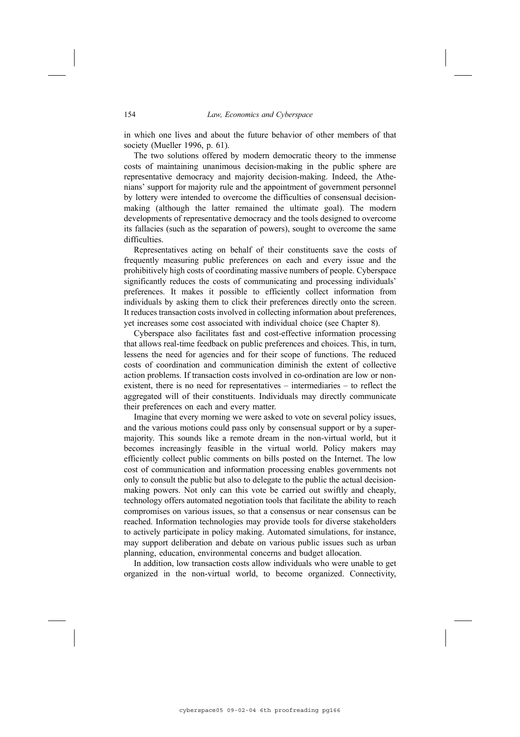in which one lives and about the future behavior of other members of that society (Mueller 1996, p. 61).

The two solutions offered by modern democratic theory to the immense costs of maintaining unanimous decision-making in the public sphere are representative democracy and majority decision-making. Indeed, the Athenians' support for majority rule and the appointment of government personnel by lottery were intended to overcome the difficulties of consensual decision-making (although the latter remained the ultimate goal). The modern developments of representative democracy and the tools designed to overcome its fallacies (such as the separation of powers), sought to overcome the same difficulties.

Representatives acting on behalf of their constituents save the costs of frequently measuring public preferences on each and every issue and the prohibitively high costs of coordinating massive numbers of people. Cyberspace significantly reduces the costs of communicating and processing individuals' preferences. It makes it possible to efficiently collect information from individuals by asking them to click their preferences directly onto the screen. It reduces transaction costs involved in collecting information about preferences, yet increases some cost associated with individual choice (see Chapter 8).

Cyberspace also facilitates fast and cost-effective information processing that allows real-time feedback on public preferences and choices. This, in turn, lessens the need for agencies and for their scope of functions. The reduced costs of coordination and communication diminish the extent of collective action problems. If transaction costs involved in co-ordination are low or non-existent, there is no need for representatives – intermediaries – to reflect the aggregated will of their constituents. Individuals may directly communicate their preferences on each and every matter.

Imagine that every morning we were asked to vote on several policy issues, and the various motions could pass only by consensual support or by a super-majority. This sounds like a remote dream in the non-virtual world, but it becomes increasingly feasible in the virtual world. Policy makers may efficiently collect public comments on bills posted on the Internet. The low cost of communication and information processing enables governments not only to consult the public but also to delegate to the public the actual decision-making powers. Not only can this vote be carried out swiftly and cheaply, technology offers automated negotiation tools that facilitate the ability to reach compromises on various issues, so that a consensus or near consensus can be reached. Information technologies may provide tools for diverse stakeholders to actively participate in policy making. Automated simulations, for instance, may support deliberation and debate on various public issues such as urban planning, education, environmental concerns and budget allocation.

In addition, low transaction costs allow individuals who were unable to get organized in the non-virtual world, to become organized. Connectivity,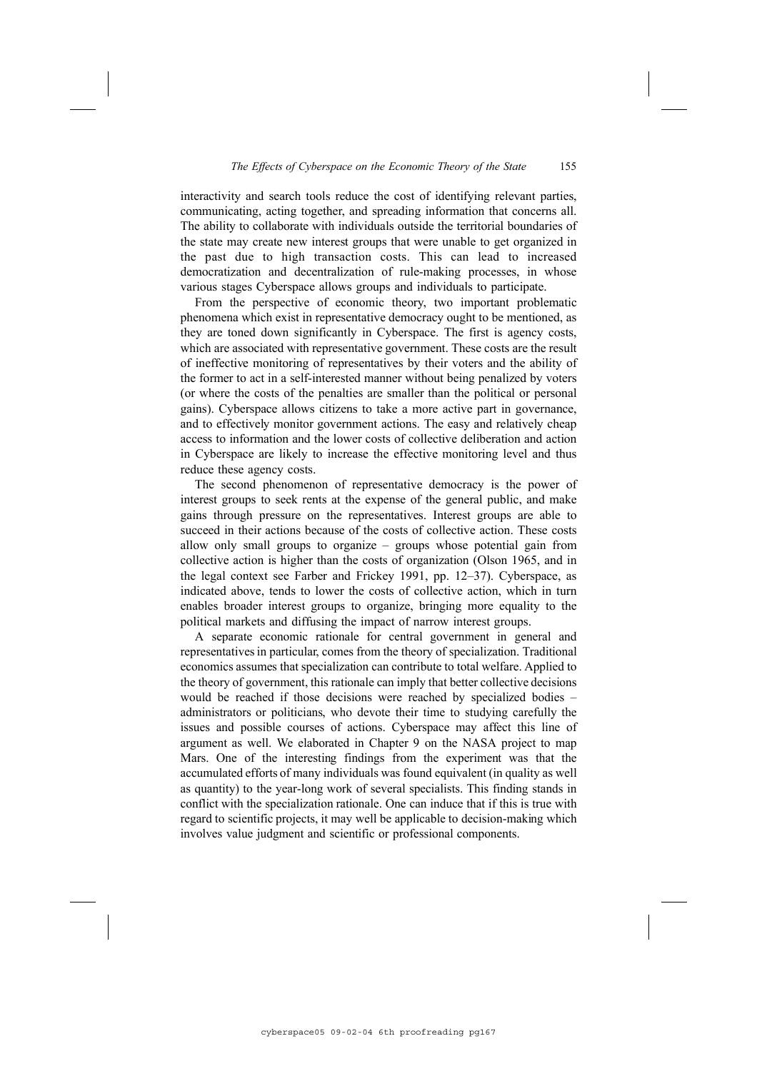interactivity and search tools reduce the cost of identifying relevant parties, communicating, acting together, and spreading information that concerns all. The ability to collaborate with individuals outside the territorial boundaries of the state may create new interest groups that were unable to get organized in the past due to high transaction costs. This can lead to increased democratization and decentralization of rule-making processes, in whose various stages Cyberspace allows groups and individuals to participate.

From the perspective of economic theory, two important problematic phenomena which exist in representative democracy ought to be mentioned, as they are toned down significantly in Cyberspace. The first is agency costs, which are associated with representative government. These costs are the result of ineffective monitoring of representatives by their voters and the ability of the former to act in a self-interested manner without being penalized by voters (or where the costs of the penalties are smaller than the political or personal gains). Cyberspace allows citizens to take a more active part in governance, and to effectively monitor government actions. The easy and relatively cheap access to information and the lower costs of collective deliberation and action in Cyberspace are likely to increase the effective monitoring level and thus reduce these agency costs.

The second phenomenon of representative democracy is the power of interest groups to seek rents at the expense of the general public, and make gains through pressure on the representatives. Interest groups are able to succeed in their actions because of the costs of collective action. These costs allow only small groups to organize – groups whose potential gain from collective action is higher than the costs of organization (Olson 1965, and in the legal context see Farber and Frickey 1991, pp. 12–37). Cyberspace, as indicated above, tends to lower the costs of collective action, which in turn enables broader interest groups to organize, bringing more equality to the political markets and diffusing the impact of narrow interest groups.

A separate economic rationale for central government in general and representatives in particular, comes from the theory of specialization. Traditional economics assumes that specialization can contribute to total welfare. Applied to the theory of government, this rationale can imply that better collective decisions would be reached if those decisions were reached by specialized bodies – administrators or politicians, who devote their time to studying carefully the issues and possible courses of actions. Cyberspace may affect this line of argument as well. We elaborated in Chapter 9 on the NASA project to map Mars. One of the interesting findings from the experiment was that the accumulated efforts of many individuals was found equivalent (in quality as well as quantity) to the year-long work of several specialists. This finding stands in conflict with the specialization rationale. One can induce that if this is true with regard to scientific projects, it may well be applicable to decision-making which involves value judgment and scientific or professional components.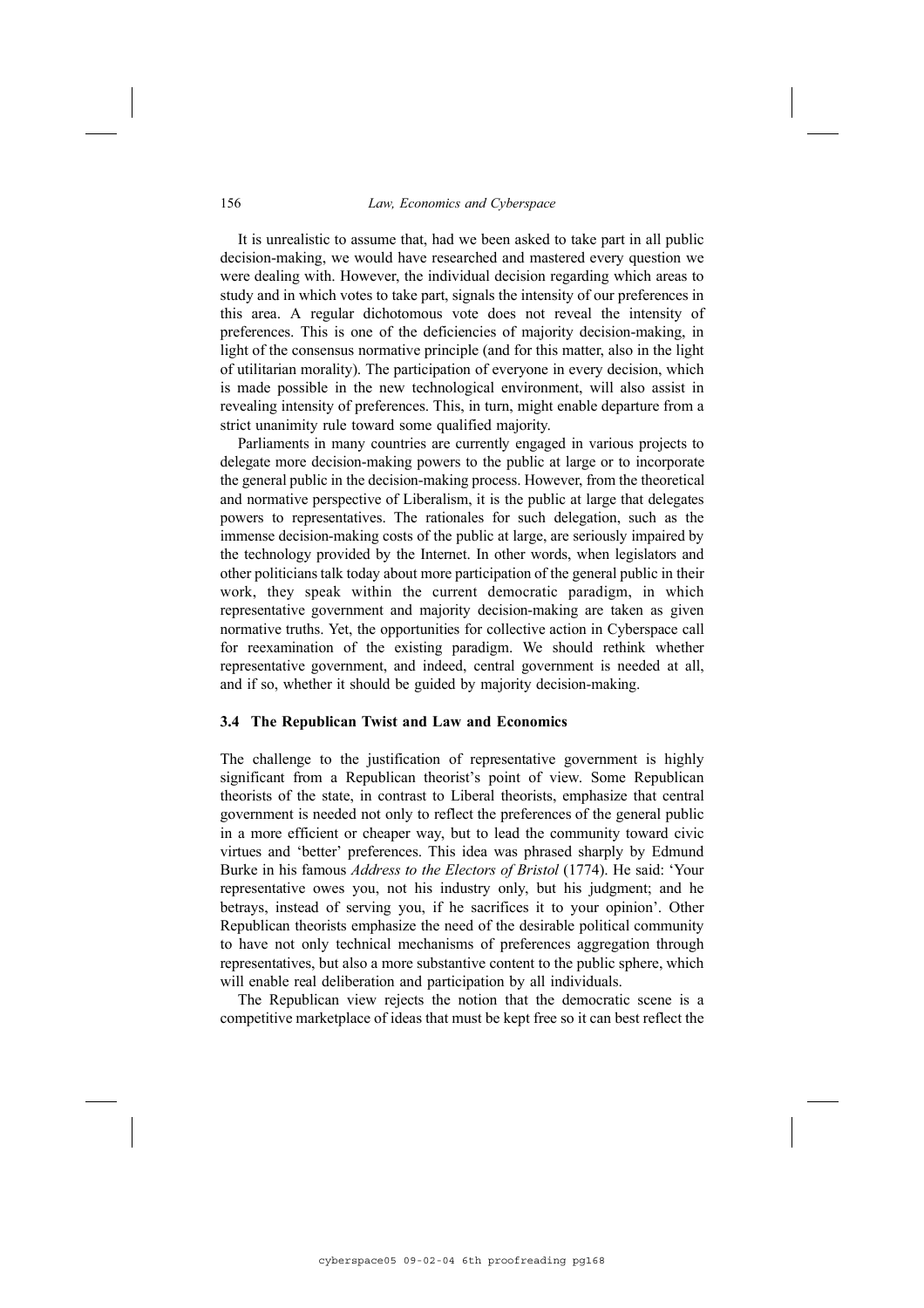It is unrealistic to assume that, had we been asked to take part in all public decision-making, we would have researched and mastered every question we were dealing with. However, the individual decision regarding which areas to study and in which votes to take part, signals the intensity of our preferences in this area. A regular dichotomous vote does not reveal the intensity of preferences. This is one of the deficiencies of majority decision-making, in light of the consensus normative principle (and for this matter, also in the light of utilitarian morality). The participation of everyone in every decision, which is made possible in the new technological environment, will also assist in revealing intensity of preferences. This, in turn, might enable departure from a strict unanimity rule toward some qualified majority.

Parliaments in many countries are currently engaged in various projects to delegate more decision-making powers to the public at large or to incorporate the general public in the decision-making process. However, from the theoretical and normative perspective of Liberalism, it is the public at large that delegates powers to representatives. The rationales for such delegation, such as the immense decision-making costs of the public at large, are seriously impaired by the technology provided by the Internet. In other words, when legislators and other politicians talk today about more participation of the general public in their work, they speak within the current democratic paradigm, in which representative government and majority decision-making are taken as given normative truths. Yet, the opportunities for collective action in Cyberspace call for reexamination of the existing paradigm. We should rethink whether representative government, and indeed, central government is needed at all, and if so, whether it should be guided by majority decision-making.

### 3.4 The Republican Twist and Law and Economics

The challenge to the justification of representative government is highly significant from a Republican theorist's point of view. Some Republican theorists of the state, in contrast to Liberal theorists, emphasize that central government is needed not only to reflect the preferences of the general public in a more efficient or cheaper way, but to lead the community toward civic virtues and 'better' preferences. This idea was phrased sharply by Edmund Burke in his famous *Address to the Electors of Bristol* (1774). He said: 'Your representative owes you, not his industry only, but his judgment; and he betrays, instead of serving you, if he sacrifices it to your opinion'. Other Republican theorists emphasize the need of the desirable political community to have not only technical mechanisms of preferences aggregation through representatives, but also a more substantive content to the public sphere, which will enable real deliberation and participation by all individuals.

The Republican view rejects the notion that the democratic scene is a competitive marketplace of ideas that must be kept free so it can best reflect the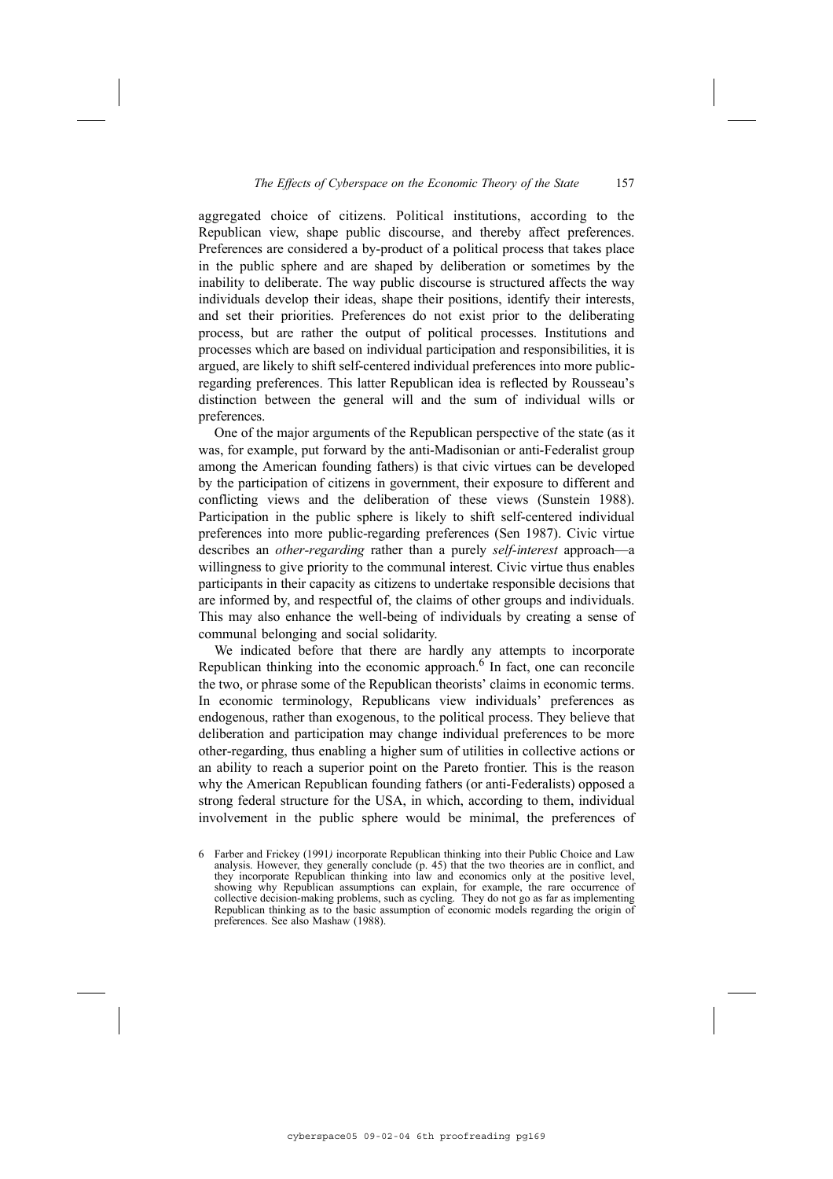aggregated choice of citizens. Political institutions, according to the Republican view, shape public discourse, and thereby affect preferences. Preferences are considered a by-product of a political process that takes place in the public sphere and are shaped by deliberation or sometimes by the inability to deliberate. The way public discourse is structured affects the way individuals develop their ideas, shape their positions, identify their interests, and set their priorities. Preferences do not exist prior to the deliberating process, but are rather the output of political processes. Institutions and processes which are based on individual participation and responsibilities, it is argued, are likely to shift self-centered individual preferences into more public-regarding preferences. This latter Republican idea is reflected by Rousseau's distinction between the general will and the sum of individual wills or preferences.

One of the major arguments of the Republican perspective of the state (as it was, for example, put forward by the anti-Madisonian or anti-Federalist group among the American founding fathers) is that civic virtues can be developed by the participation of citizens in government, their exposure to different and conflicting views and the deliberation of these views (Sunstein 1988). Participation in the public sphere is likely to shift self-centered individual preferences into more public-regarding preferences (Sen 1987). Civic virtue describes an *other-regarding* rather than a purely *self-interest* approach—a willingness to give priority to the communal interest. Civic virtue thus enables participants in their capacity as citizens to undertake responsible decisions that are informed by, and respectful of, the claims of other groups and individuals. This may also enhance the well-being of individuals by creating a sense of communal belonging and social solidarity.

We indicated before that there are hardly any attempts to incorporate Republican thinking into the economic approach.[6] In fact, one can reconcile the two, or phrase some of the Republican theorists' claims in economic terms. In economic terminology, Republicans view individuals' preferences as endogenous, rather than exogenous, to the political process. They believe that deliberation and participation may change individual preferences to be more other-regarding, thus enabling a higher sum of utilities in collective actions or an ability to reach a superior point on the Pareto frontier. This is the reason why the American Republican founding fathers (or anti-Federalists) opposed a strong federal structure for the USA, in which, according to them, individual involvement in the public sphere would be minimal, the preferences of

6 Farber and Frickey (1991) incorporate Republican thinking into their Public Choice and Law analysis. However, they generally conclude (p. 45) that the two theories are in conflict, and they incorporate Republican thinking into law and economics only at the positive level, showing why Republican assumptions can explain, for example, the rare occurrence of collective decision-making problems, such as cycling. They do not go as far as implementing Republican thinking as to the basic assumption of economic models regarding the origin of preferences. See also Mashaw (1988).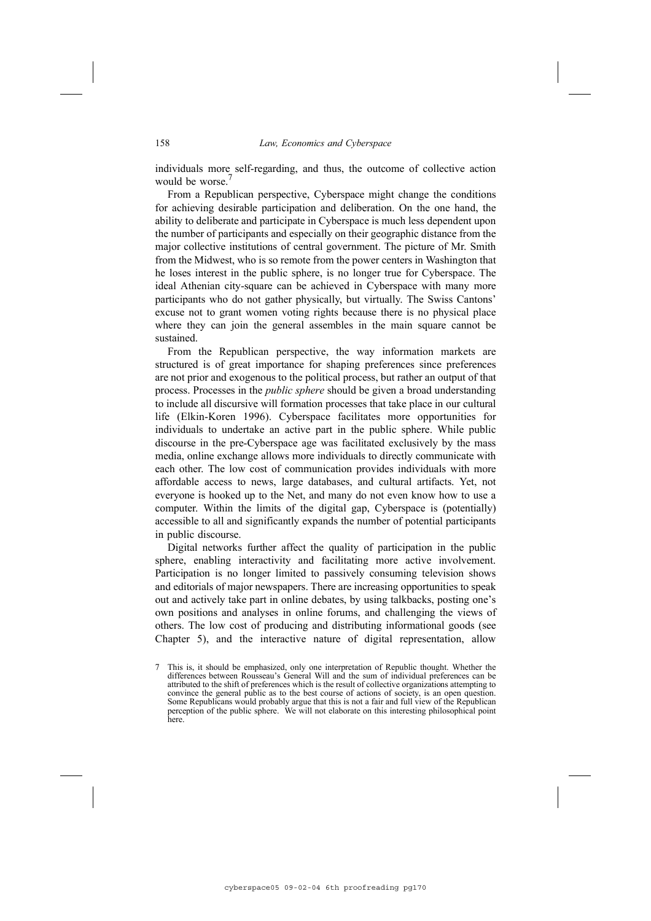individuals more self-regarding, and thus, the outcome of collective action would be worse.[7]

From a Republican perspective, Cyberspace might change the conditions for achieving desirable participation and deliberation. On the one hand, the ability to deliberate and participate in Cyberspace is much less dependent upon the number of participants and especially on their geographic distance from the major collective institutions of central government. The picture of Mr. Smith from the Midwest, who is so remote from the power centers in Washington that he loses interest in the public sphere, is no longer true for Cyberspace. The ideal Athenian city-square can be achieved in Cyberspace with many more participants who do not gather physically, but virtually. The Swiss Cantons' excuse not to grant women voting rights because there is no physical place where they can join the general assembles in the main square cannot be sustained.

From the Republican perspective, the way information markets are structured is of great importance for shaping preferences since preferences are not prior and exogenous to the political process, but rather an output of that process. Processes in the *public sphere* should be given a broad understanding to include all discursive will formation processes that take place in our cultural life (Elkin-Koren 1996). Cyberspace facilitates more opportunities for individuals to undertake an active part in the public sphere. While public discourse in the pre-Cyberspace age was facilitated exclusively by the mass media, online exchange allows more individuals to directly communicate with each other. The low cost of communication provides individuals with more affordable access to news, large databases, and cultural artifacts. Yet, not everyone is hooked up to the Net, and many do not even know how to use a computer. Within the limits of the digital gap, Cyberspace is (potentially) accessible to all and significantly expands the number of potential participants in public discourse.

Digital networks further affect the quality of participation in the public sphere, enabling interactivity and facilitating more active involvement. Participation is no longer limited to passively consuming television shows and editorials of major newspapers. There are increasing opportunities to speak out and actively take part in online debates, by using talkbacks, posting one's own positions and analyses in online forums, and challenging the views of others. The low cost of producing and distributing informational goods (see Chapter 5), and the interactive nature of digital representation, allow

7 This is, it should be emphasized, only one interpretation of Republic thought. Whether the differences between Rousseau's General Will and the sum of individual preferences can be attributed to the shift of preferences which is the result of collective organizations attempting to convince the general public as to the best course of actions of society, is an open question. Some Republicans would probably argue that this is not a fair and full view of the Republican perception of the public sphere. We will not elaborate on this interesting philosophical point here.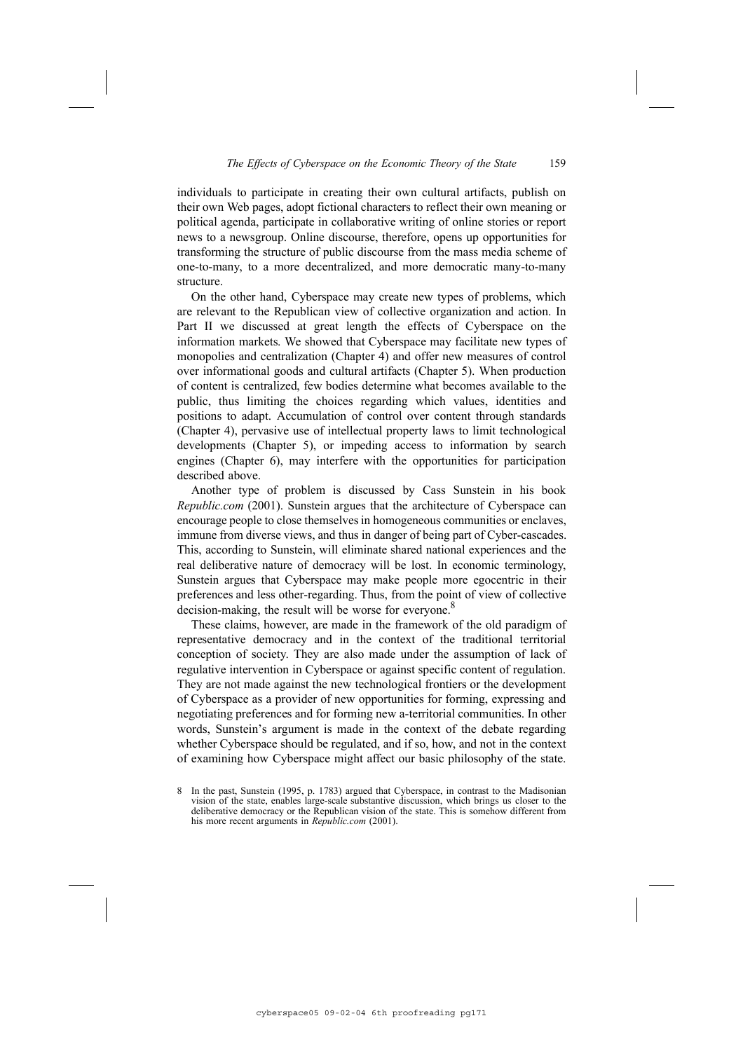individuals to participate in creating their own cultural artifacts, publish on their own Web pages, adopt fictional characters to reflect their own meaning or political agenda, participate in collaborative writing of online stories or report news to a newsgroup. Online discourse, therefore, opens up opportunities for transforming the structure of public discourse from the mass media scheme of one-to-many, to a more decentralized, and more democratic many-to-many structure.

On the other hand, Cyberspace may create new types of problems, which are relevant to the Republican view of collective organization and action. In Part II we discussed at great length the effects of Cyberspace on the information markets. We showed that Cyberspace may facilitate new types of monopolies and centralization (Chapter 4) and offer new measures of control over informational goods and cultural artifacts (Chapter 5). When production of content is centralized, few bodies determine what becomes available to the public, thus limiting the choices regarding which values, identities and positions to adapt. Accumulation of control over content through standards (Chapter 4), pervasive use of intellectual property laws to limit technological developments (Chapter 5), or impeding access to information by search engines (Chapter 6), may interfere with the opportunities for participation described above.

Another type of problem is discussed by Cass Sunstein in his book *Republic.com* (2001). Sunstein argues that the architecture of Cyberspace can encourage people to close themselves in homogeneous communities or enclaves, immune from diverse views, and thus in danger of being part of Cyber-cascades. This, according to Sunstein, will eliminate shared national experiences and the real deliberative nature of democracy will be lost. In economic terminology, Sunstein argues that Cyberspace may make people more egocentric in their preferences and less other-regarding. Thus, from the point of view of collective decision-making, the result will be worse for everyone.[8]

These claims, however, are made in the framework of the old paradigm of representative democracy and in the context of the traditional territorial conception of society. They are also made under the assumption of lack of regulative intervention in Cyberspace or against specific content of regulation. They are not made against the new technological frontiers or the development of Cyberspace as a provider of new opportunities for forming, expressing and negotiating preferences and for forming new a-territorial communities. In other words, Sunstein's argument is made in the context of the debate regarding whether Cyberspace should be regulated, and if so, how, and not in the context of examining how Cyberspace might affect our basic philosophy of the state.

8 In the past, Sunstein (1995, p. 1783) argued that Cyberspace, in contrast to the Madisonian vision of the state, enables large-scale substantive discussion, which brings us closer to the deliberative democracy or the Republican vision of the state. This is somehow different from his more recent arguments in *Republic.com* (2001).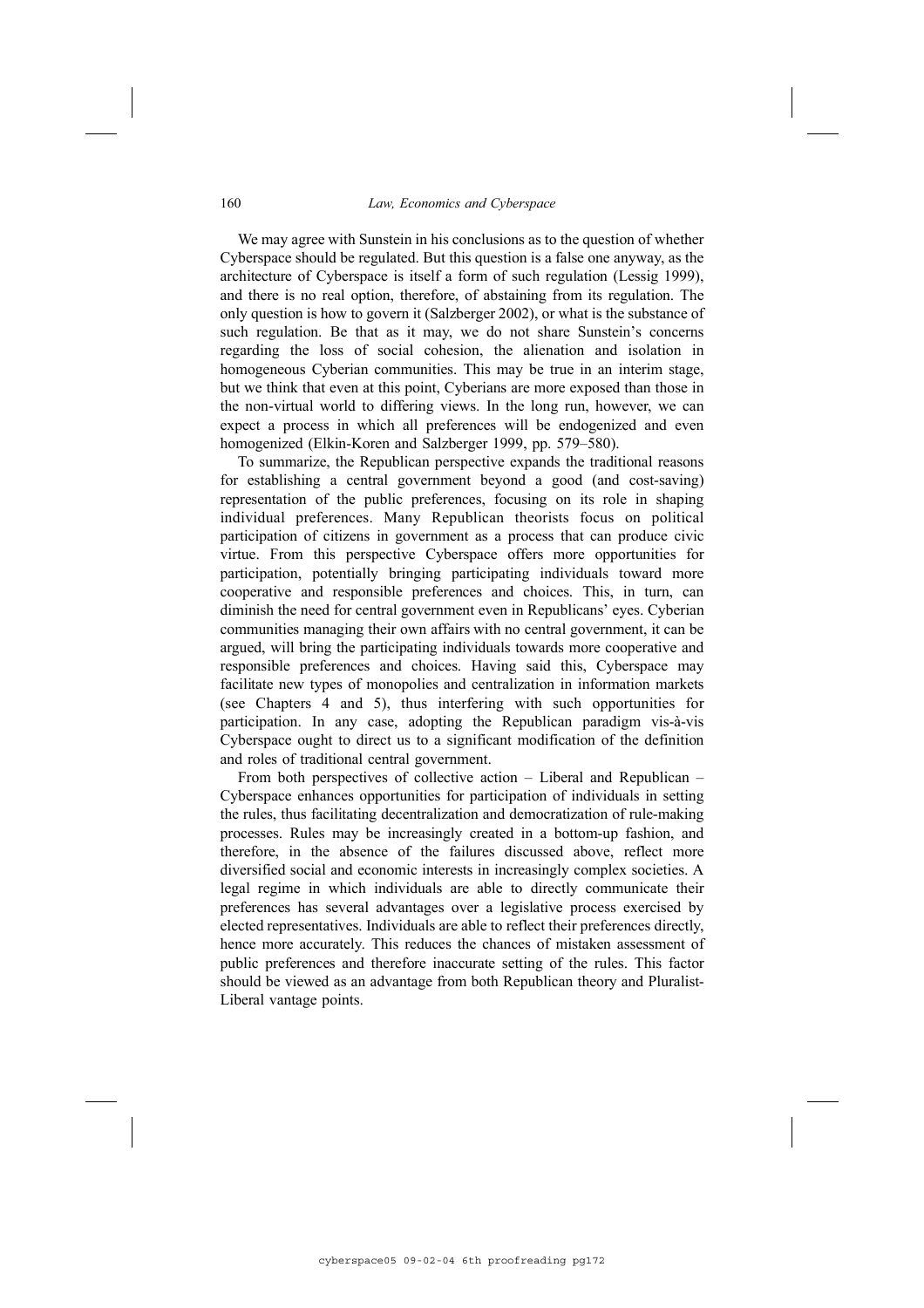We may agree with Sunstein in his conclusions as to the question of whether Cyberspace should be regulated. But this question is a false one anyway, as the architecture of Cyberspace is itself a form of such regulation (Lessig 1999), and there is no real option, therefore, of abstaining from its regulation. The only question is how to govern it (Salzberger 2002), or what is the substance of such regulation. Be that as it may, we do not share Sunstein's concerns regarding the loss of social cohesion, the alienation and isolation in homogeneous Cyberian communities. This may be true in an interim stage, but we think that even at this point, Cyberians are more exposed than those in the non-virtual world to differing views. In the long run, however, we can expect a process in which all preferences will be endogenized and even homogenized (Elkin-Koren and Salzberger 1999, pp. 579–580).

To summarize, the Republican perspective expands the traditional reasons for establishing a central government beyond a good (and cost-saving) representation of the public preferences, focusing on its role in shaping individual preferences. Many Republican theorists focus on political participation of citizens in government as a process that can produce civic virtue. From this perspective Cyberspace offers more opportunities for participation, potentially bringing participating individuals toward more cooperative and responsible preferences and choices. This, in turn, can diminish the need for central government even in Republicans' eyes. Cyberian communities managing their own affairs with no central government, it can be argued, will bring the participating individuals towards more cooperative and responsible preferences and choices. Having said this, Cyberspace may facilitate new types of monopolies and centralization in information markets (see Chapters 4 and 5), thus interfering with such opportunities for participation. In any case, adopting the Republican paradigm vis-à-vis Cyberspace ought to direct us to a significant modification of the definition and roles of traditional central government.

From both perspectives of collective action – Liberal and Republican – Cyberspace enhances opportunities for participation of individuals in setting the rules, thus facilitating decentralization and democratization of rule-making processes. Rules may be increasingly created in a bottom-up fashion, and therefore, in the absence of the failures discussed above, reflect more diversified social and economic interests in increasingly complex societies. A legal regime in which individuals are able to directly communicate their preferences has several advantages over a legislative process exercised by elected representatives. Individuals are able to reflect their preferences directly, hence more accurately. This reduces the chances of mistaken assessment of public preferences and therefore inaccurate setting of the rules. This factor should be viewed as an advantage from both Republican theory and Pluralist-Liberal vantage points.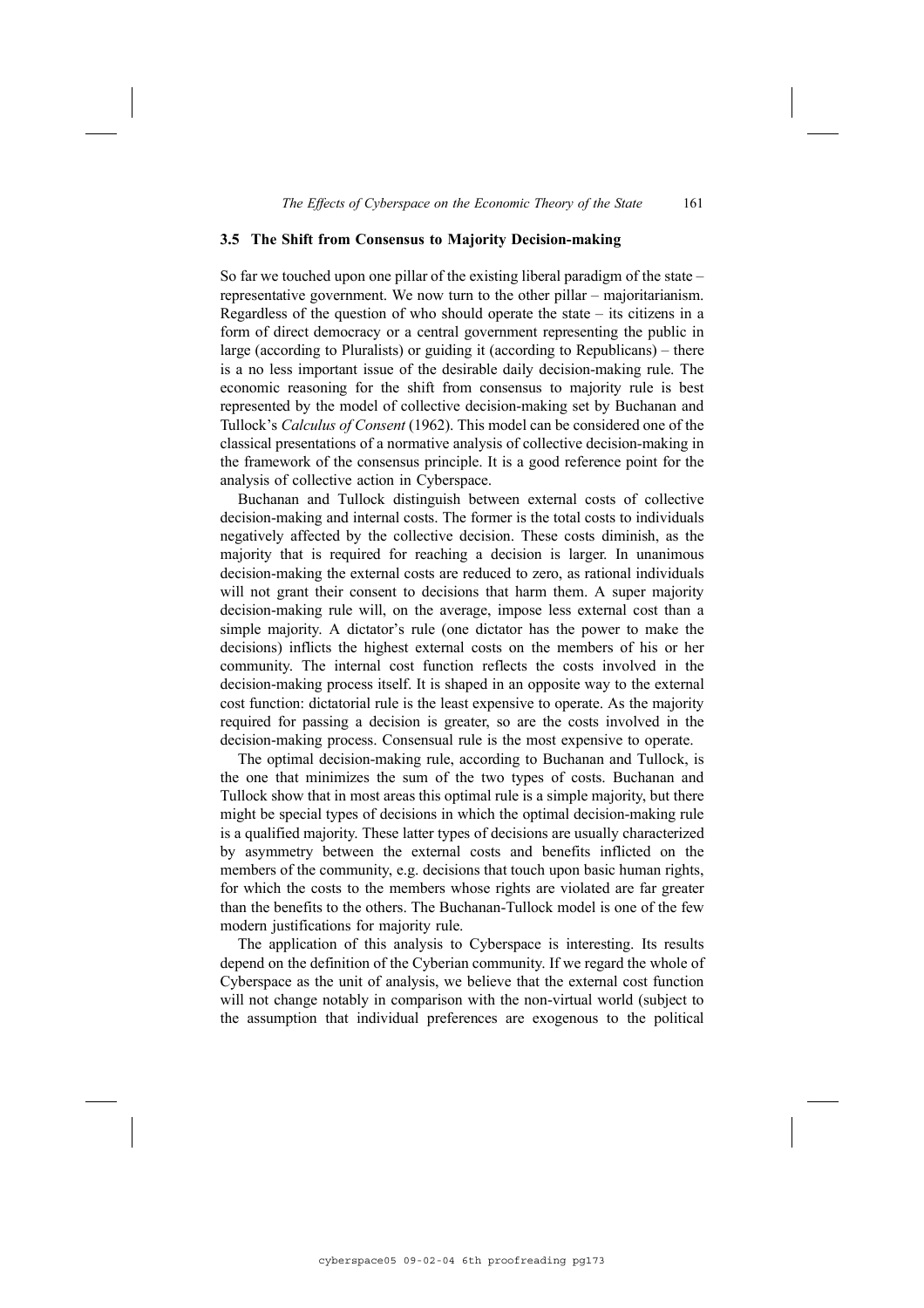### 3.5 The Shift from Consensus to Majority Decision-making

So far we touched upon one pillar of the existing liberal paradigm of the state – representative government. We now turn to the other pillar – majoritarianism. Regardless of the question of who should operate the state – its citizens in a form of direct democracy or a central government representing the public in large (according to Pluralists) or guiding it (according to Republicans) – there is a no less important issue of the desirable daily decision-making rule. The economic reasoning for the shift from consensus to majority rule is best represented by the model of collective decision-making set by Buchanan and Tullock's *Calculus of Consent* (1962). This model can be considered one of the classical presentations of a normative analysis of collective decision-making in the framework of the consensus principle. It is a good reference point for the analysis of collective action in Cyberspace.

Buchanan and Tullock distinguish between external costs of collective decision-making and internal costs. The former is the total costs to individuals negatively affected by the collective decision. These costs diminish, as the majority that is required for reaching a decision is larger. In unanimous decision-making the external costs are reduced to zero, as rational individuals will not grant their consent to decisions that harm them. A super majority decision-making rule will, on the average, impose less external cost than a simple majority. A dictator's rule (one dictator has the power to make the decisions) inflicts the highest external costs on the members of his or her community. The internal cost function reflects the costs involved in the decision-making process itself. It is shaped in an opposite way to the external cost function: dictatorial rule is the least expensive to operate. As the majority required for passing a decision is greater, so are the costs involved in the decision-making process. Consensual rule is the most expensive to operate.

The optimal decision-making rule, according to Buchanan and Tullock, is the one that minimizes the sum of the two types of costs. Buchanan and Tullock show that in most areas this optimal rule is a simple majority, but there might be special types of decisions in which the optimal decision-making rule is a qualified majority. These latter types of decisions are usually characterized by asymmetry between the external costs and benefits inflicted on the members of the community, e.g. decisions that touch upon basic human rights, for which the costs to the members whose rights are violated are far greater than the benefits to the others. The Buchanan-Tullock model is one of the few modern justifications for majority rule.

The application of this analysis to Cyberspace is interesting. Its results depend on the definition of the Cyberian community. If we regard the whole of Cyberspace as the unit of analysis, we believe that the external cost function will not change notably in comparison with the non-virtual world (subject to the assumption that individual preferences are exogenous to the political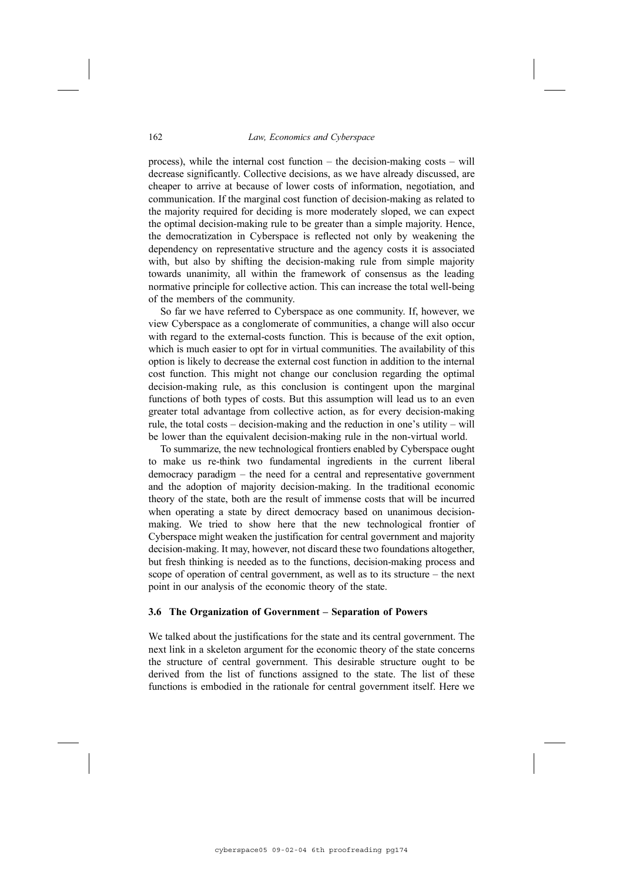process), while the internal cost function – the decision-making costs – will decrease significantly. Collective decisions, as we have already discussed, are cheaper to arrive at because of lower costs of information, negotiation, and communication. If the marginal cost function of decision-making as related to the majority required for deciding is more moderately sloped, we can expect the optimal decision-making rule to be greater than a simple majority. Hence, the democratization in Cyberspace is reflected not only by weakening the dependency on representative structure and the agency costs it is associated with, but also by shifting the decision-making rule from simple majority towards unanimity, all within the framework of consensus as the leading normative principle for collective action. This can increase the total well-being of the members of the community.

So far we have referred to Cyberspace as one community. If, however, we view Cyberspace as a conglomerate of communities, a change will also occur with regard to the external-costs function. This is because of the exit option, which is much easier to opt for in virtual communities. The availability of this option is likely to decrease the external cost function in addition to the internal cost function. This might not change our conclusion regarding the optimal decision-making rule, as this conclusion is contingent upon the marginal functions of both types of costs. But this assumption will lead us to an even greater total advantage from collective action, as for every decision-making rule, the total costs – decision-making and the reduction in one's utility – will be lower than the equivalent decision-making rule in the non-virtual world.

To summarize, the new technological frontiers enabled by Cyberspace ought to make us re-think two fundamental ingredients in the current liberal democracy paradigm – the need for a central and representative government and the adoption of majority decision-making. In the traditional economic theory of the state, both are the result of immense costs that will be incurred when operating a state by direct democracy based on unanimous decision-making. We tried to show here that the new technological frontier of Cyberspace might weaken the justification for central government and majority decision-making. It may, however, not discard these two foundations altogether, but fresh thinking is needed as to the functions, decision-making process and scope of operation of central government, as well as to its structure – the next point in our analysis of the economic theory of the state.

### 3.6 The Organization of Government – Separation of Powers

We talked about the justifications for the state and its central government. The next link in a skeleton argument for the economic theory of the state concerns the structure of central government. This desirable structure ought to be derived from the list of functions assigned to the state. The list of these functions is embodied in the rationale for central government itself. Here we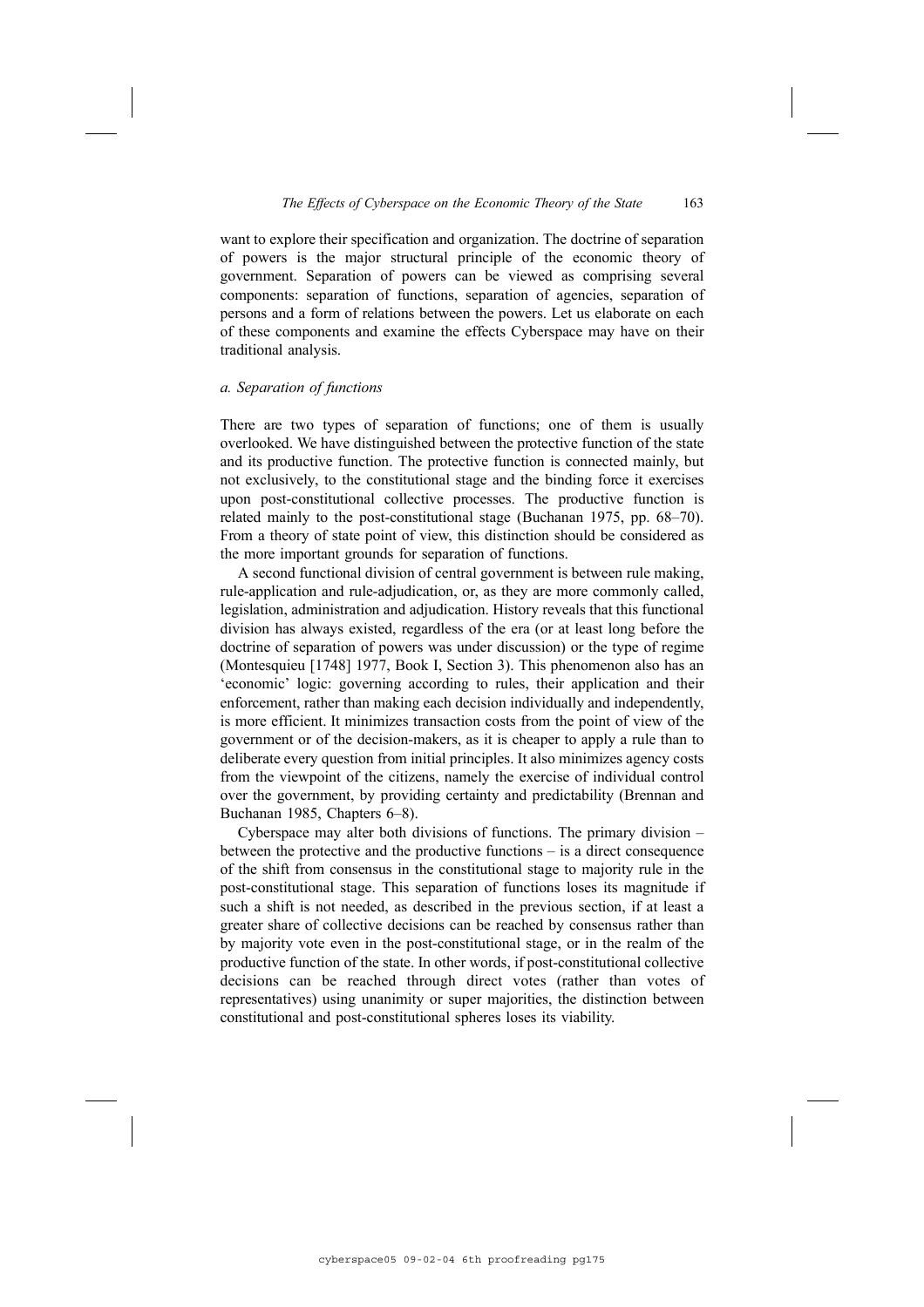want to explore their specification and organization. The doctrine of separation of powers is the major structural principle of the economic theory of government. Separation of powers can be viewed as comprising several components: separation of functions, separation of agencies, separation of persons and a form of relations between the powers. Let us elaborate on each of these components and examine the effects Cyberspace may have on their traditional analysis.

### *a. Separation of functions*

There are two types of separation of functions; one of them is usually overlooked. We have distinguished between the protective function of the state and its productive function. The protective function is connected mainly, but not exclusively, to the constitutional stage and the binding force it exercises upon post-constitutional collective processes. The productive function is related mainly to the post-constitutional stage (Buchanan 1975, pp. 68–70). From a theory of state point of view, this distinction should be considered as the more important grounds for separation of functions.

A second functional division of central government is between rule making, rule-application and rule-adjudication, or, as they are more commonly called, legislation, administration and adjudication. History reveals that this functional division has always existed, regardless of the era (or at least long before the doctrine of separation of powers was under discussion) or the type of regime (Montesquieu [1748] 1977, Book I, Section 3). This phenomenon also has an 'economic' logic: governing according to rules, their application and their enforcement, rather than making each decision individually and independently, is more efficient. It minimizes transaction costs from the point of view of the government or of the decision-makers, as it is cheaper to apply a rule than to deliberate every question from initial principles. It also minimizes agency costs from the viewpoint of the citizens, namely the exercise of individual control over the government, by providing certainty and predictability (Brennan and Buchanan 1985, Chapters 6–8).

Cyberspace may alter both divisions of functions. The primary division – between the protective and the productive functions – is a direct consequence of the shift from consensus in the constitutional stage to majority rule in the post-constitutional stage. This separation of functions loses its magnitude if such a shift is not needed, as described in the previous section, if at least a greater share of collective decisions can be reached by consensus rather than by majority vote even in the post-constitutional stage, or in the realm of the productive function of the state. In other words, if post-constitutional collective decisions can be reached through direct votes (rather than votes of representatives) using unanimity or super majorities, the distinction between constitutional and post-constitutional spheres loses its viability.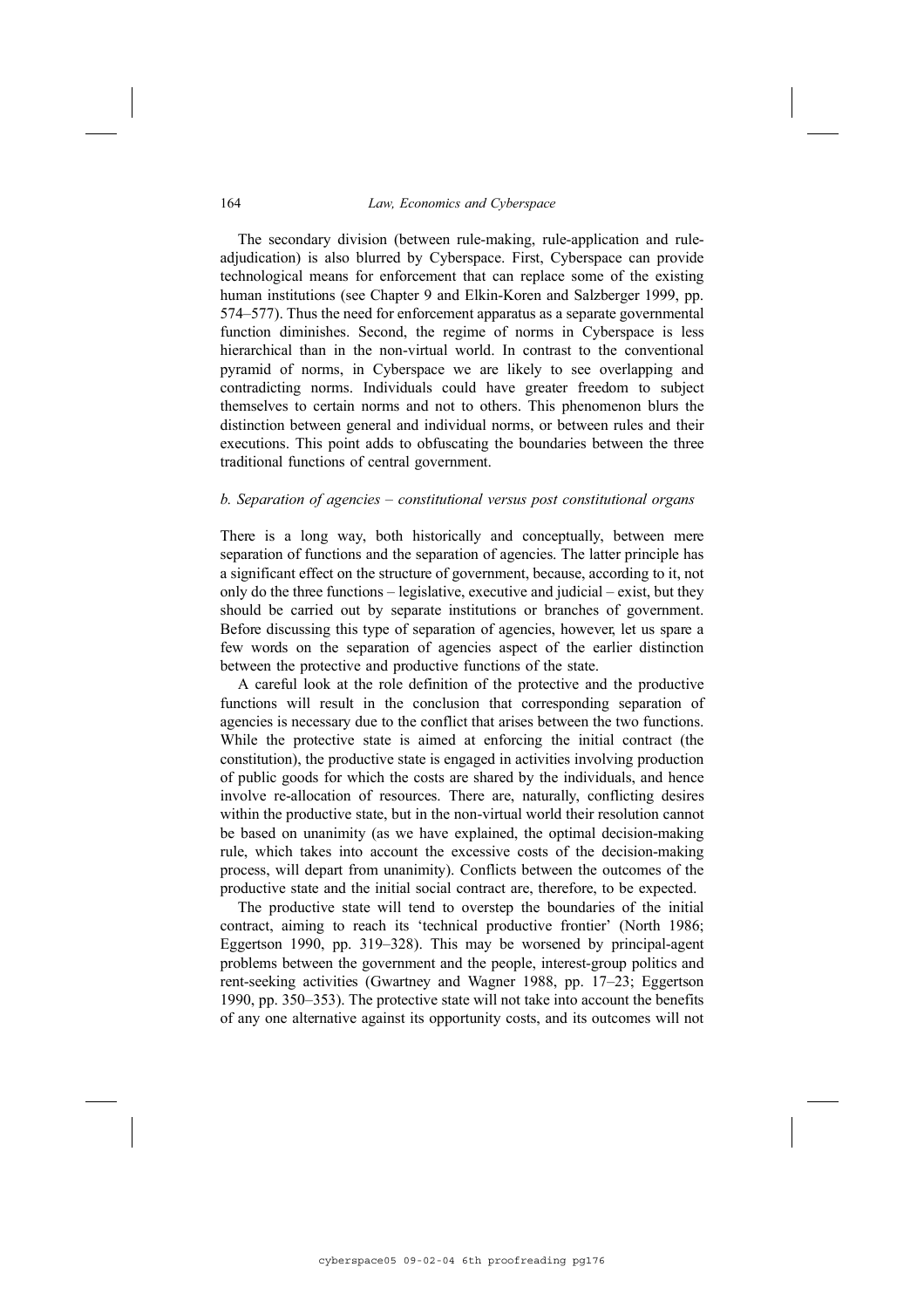The secondary division (between rule-making, rule-application and rule-adjudication) is also blurred by Cyberspace. First, Cyberspace can provide technological means for enforcement that can replace some of the existing human institutions (see Chapter 9 and Elkin-Koren and Salzberger 1999, pp. 574–577). Thus the need for enforcement apparatus as a separate governmental function diminishes. Second, the regime of norms in Cyberspace is less hierarchical than in the non-virtual world. In contrast to the conventional pyramid of norms, in Cyberspace we are likely to see overlapping and contradicting norms. Individuals could have greater freedom to subject themselves to certain norms and not to others. This phenomenon blurs the distinction between general and individual norms, or between rules and their executions. This point adds to obfuscating the boundaries between the three traditional functions of central government.

### *b. Separation of agencies – constitutional versus post constitutional organs*

There is a long way, both historically and conceptually, between mere separation of functions and the separation of agencies. The latter principle has a significant effect on the structure of government, because, according to it, not only do the three functions – legislative, executive and judicial – exist, but they should be carried out by separate institutions or branches of government. Before discussing this type of separation of agencies, however, let us spare a few words on the separation of agencies aspect of the earlier distinction between the protective and productive functions of the state.

A careful look at the role definition of the protective and the productive functions will result in the conclusion that corresponding separation of agencies is necessary due to the conflict that arises between the two functions. While the protective state is aimed at enforcing the initial contract (the constitution), the productive state is engaged in activities involving production of public goods for which the costs are shared by the individuals, and hence involve re-allocation of resources. There are, naturally, conflicting desires within the productive state, but in the non-virtual world their resolution cannot be based on unanimity (as we have explained, the optimal decision-making rule, which takes into account the excessive costs of the decision-making process, will depart from unanimity). Conflicts between the outcomes of the productive state and the initial social contract are, therefore, to be expected.

The productive state will tend to overstep the boundaries of the initial contract, aiming to reach its 'technical productive frontier' (North 1986; Eggertson 1990, pp. 319–328). This may be worsened by principal-agent problems between the government and the people, interest-group politics and rent-seeking activities (Gwartney and Wagner 1988, pp. 17–23; Eggertson 1990, pp. 350–353). The protective state will not take into account the benefits of any one alternative against its opportunity costs, and its outcomes will not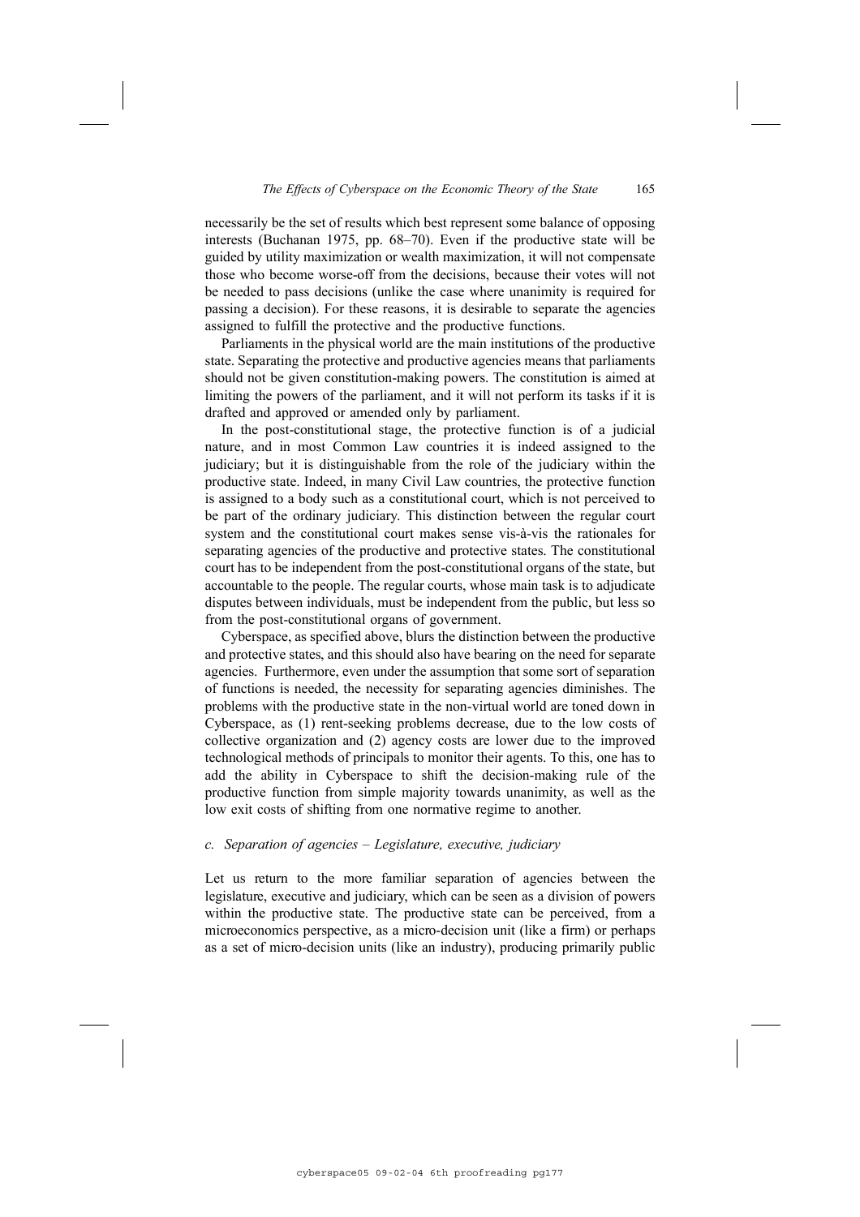necessarily be the set of results which best represent some balance of opposing interests (Buchanan 1975, pp. 68–70). Even if the productive state will be guided by utility maximization or wealth maximization, it will not compensate those who become worse-off from the decisions, because their votes will not be needed to pass decisions (unlike the case where unanimity is required for passing a decision). For these reasons, it is desirable to separate the agencies assigned to fulfill the protective and the productive functions.

Parliaments in the physical world are the main institutions of the productive state. Separating the protective and productive agencies means that parliaments should not be given constitution-making powers. The constitution is aimed at limiting the powers of the parliament, and it will not perform its tasks if it is drafted and approved or amended only by parliament.

In the post-constitutional stage, the protective function is of a judicial nature, and in most Common Law countries it is indeed assigned to the judiciary; but it is distinguishable from the role of the judiciary within the productive state. Indeed, in many Civil Law countries, the protective function is assigned to a body such as a constitutional court, which is not perceived to be part of the ordinary judiciary. This distinction between the regular court system and the constitutional court makes sense vis-à-vis the rationales for separating agencies of the productive and protective states. The constitutional court has to be independent from the post-constitutional organs of the state, but accountable to the people. The regular courts, whose main task is to adjudicate disputes between individuals, must be independent from the public, but less so from the post-constitutional organs of government.

Cyberspace, as specified above, blurs the distinction between the productive and protective states, and this should also have bearing on the need for separate agencies. Furthermore, even under the assumption that some sort of separation of functions is needed, the necessity for separating agencies diminishes. The problems with the productive state in the non-virtual world are toned down in Cyberspace, as (1) rent-seeking problems decrease, due to the low costs of collective organization and (2) agency costs are lower due to the improved technological methods of principals to monitor their agents. To this, one has to add the ability in Cyberspace to shift the decision-making rule of the productive function from simple majority towards unanimity, as well as the low exit costs of shifting from one normative regime to another.

#### *c. Separation of agencies – Legislature, executive, judiciary*

Let us return to the more familiar separation of agencies between the legislature, executive and judiciary, which can be seen as a division of powers within the productive state. The productive state can be perceived, from a microeconomics perspective, as a micro-decision unit (like a firm) or perhaps as a set of micro-decision units (like an industry), producing primarily public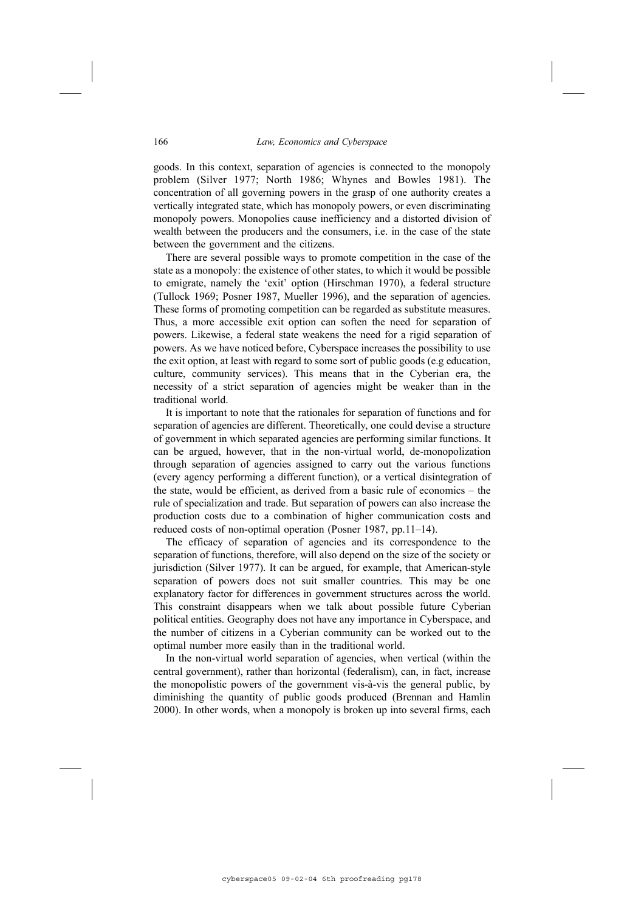goods. In this context, separation of agencies is connected to the monopoly problem (Silver 1977; North 1986; Whynes and Bowles 1981). The concentration of all governing powers in the grasp of one authority creates a vertically integrated state, which has monopoly powers, or even discriminating monopoly powers. Monopolies cause inefficiency and a distorted division of wealth between the producers and the consumers, i.e. in the case of the state between the government and the citizens.

There are several possible ways to promote competition in the case of the state as a monopoly: the existence of other states, to which it would be possible to emigrate, namely the 'exit' option (Hirschman 1970), a federal structure (Tullock 1969; Posner 1987, Mueller 1996), and the separation of agencies. These forms of promoting competition can be regarded as substitute measures. Thus, a more accessible exit option can soften the need for separation of powers. Likewise, a federal state weakens the need for a rigid separation of powers. As we have noticed before, Cyberspace increases the possibility to use the exit option, at least with regard to some sort of public goods (e.g education, culture, community services). This means that in the Cyberian era, the necessity of a strict separation of agencies might be weaker than in the traditional world.

It is important to note that the rationales for separation of functions and for separation of agencies are different. Theoretically, one could devise a structure of government in which separated agencies are performing similar functions. It can be argued, however, that in the non-virtual world, de-monopolization through separation of agencies assigned to carry out the various functions (every agency performing a different function), or a vertical disintegration of the state, would be efficient, as derived from a basic rule of economics – the rule of specialization and trade. But separation of powers can also increase the production costs due to a combination of higher communication costs and reduced costs of non-optimal operation (Posner 1987, pp.11–14).

The efficacy of separation of agencies and its correspondence to the separation of functions, therefore, will also depend on the size of the society or jurisdiction (Silver 1977). It can be argued, for example, that American-style separation of powers does not suit smaller countries. This may be one explanatory factor for differences in government structures across the world. This constraint disappears when we talk about possible future Cyberian political entities. Geography does not have any importance in Cyberspace, and the number of citizens in a Cyberian community can be worked out to the optimal number more easily than in the traditional world.

In the non-virtual world separation of agencies, when vertical (within the central government), rather than horizontal (federalism), can, in fact, increase the monopolistic powers of the government vis-à-vis the general public, by diminishing the quantity of public goods produced (Brennan and Hamlin 2000). In other words, when a monopoly is broken up into several firms, each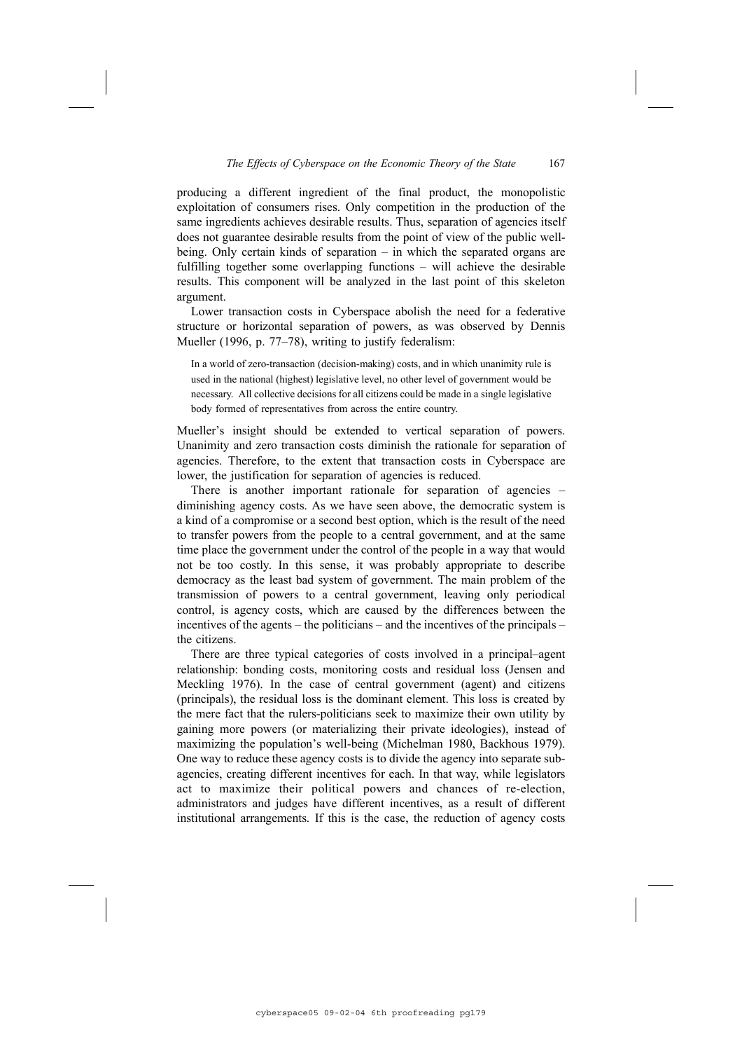producing a different ingredient of the final product, the monopolistic exploitation of consumers rises. Only competition in the production of the same ingredients achieves desirable results. Thus, separation of agencies itself does not guarantee desirable results from the point of view of the public well-being. Only certain kinds of separation – in which the separated organs are fulfilling together some overlapping functions – will achieve the desirable results. This component will be analyzed in the last point of this skeleton argument.

Lower transaction costs in Cyberspace abolish the need for a federative structure or horizontal separation of powers, as was observed by Dennis Mueller (1996, p. 77–78), writing to justify federalism:

> In a world of zero-transaction (decision-making) costs, and in which unanimity rule is used in the national (highest) legislative level, no other level of government would be necessary. All collective decisions for all citizens could be made in a single legislative body formed of representatives from across the entire country.

Mueller's insight should be extended to vertical separation of powers. Unanimity and zero transaction costs diminish the rationale for separation of agencies. Therefore, to the extent that transaction costs in Cyberspace are lower, the justification for separation of agencies is reduced.

There is another important rationale for separation of agencies – diminishing agency costs. As we have seen above, the democratic system is a kind of a compromise or a second best option, which is the result of the need to transfer powers from the people to a central government, and at the same time place the government under the control of the people in a way that would not be too costly. In this sense, it was probably appropriate to describe democracy as the least bad system of government. The main problem of the transmission of powers to a central government, leaving only periodical control, is agency costs, which are caused by the differences between the incentives of the agents – the politicians – and the incentives of the principals – the citizens.

There are three typical categories of costs involved in a principal–agent relationship: bonding costs, monitoring costs and residual loss (Jensen and Meckling 1976). In the case of central government (agent) and citizens (principals), the residual loss is the dominant element. This loss is created by the mere fact that the rulers-politicians seek to maximize their own utility by gaining more powers (or materializing their private ideologies), instead of maximizing the population's well-being (Michelman 1980, Backhous 1979). One way to reduce these agency costs is to divide the agency into separate sub-agencies, creating different incentives for each. In that way, while legislators act to maximize their political powers and chances of re-election, administrators and judges have different incentives, as a result of different institutional arrangements. If this is the case, the reduction of agency costs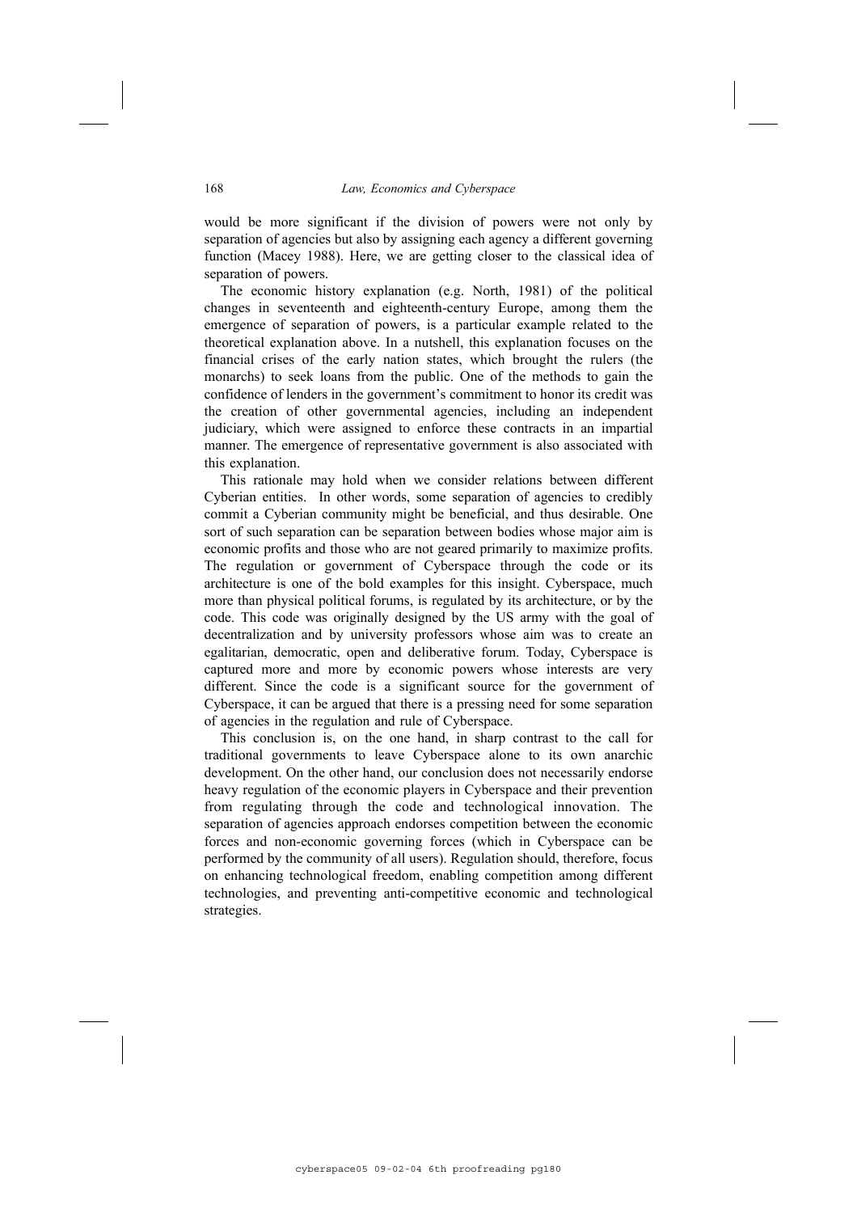would be more significant if the division of powers were not only by separation of agencies but also by assigning each agency a different governing function (Macey 1988). Here, we are getting closer to the classical idea of separation of powers.

The economic history explanation (e.g. North, 1981) of the political changes in seventeenth and eighteenth-century Europe, among them the emergence of separation of powers, is a particular example related to the theoretical explanation above. In a nutshell, this explanation focuses on the financial crises of the early nation states, which brought the rulers (the monarchs) to seek loans from the public. One of the methods to gain the confidence of lenders in the government's commitment to honor its credit was the creation of other governmental agencies, including an independent judiciary, which were assigned to enforce these contracts in an impartial manner. The emergence of representative government is also associated with this explanation.

This rationale may hold when we consider relations between different Cyberian entities. In other words, some separation of agencies to credibly commit a Cyberian community might be beneficial, and thus desirable. One sort of such separation can be separation between bodies whose major aim is economic profits and those who are not geared primarily to maximize profits. The regulation or government of Cyberspace through the code or its architecture is one of the bold examples for this insight. Cyberspace, much more than physical political forums, is regulated by its architecture, or by the code. This code was originally designed by the US army with the goal of decentralization and by university professors whose aim was to create an egalitarian, democratic, open and deliberative forum. Today, Cyberspace is captured more and more by economic powers whose interests are very different. Since the code is a significant source for the government of Cyberspace, it can be argued that there is a pressing need for some separation of agencies in the regulation and rule of Cyberspace.

This conclusion is, on the one hand, in sharp contrast to the call for traditional governments to leave Cyberspace alone to its own anarchic development. On the other hand, our conclusion does not necessarily endorse heavy regulation of the economic players in Cyberspace and their prevention from regulating through the code and technological innovation. The separation of agencies approach endorses competition between the economic forces and non-economic governing forces (which in Cyberspace can be performed by the community of all users). Regulation should, therefore, focus on enhancing technological freedom, enabling competition among different technologies, and preventing anti-competitive economic and technological strategies.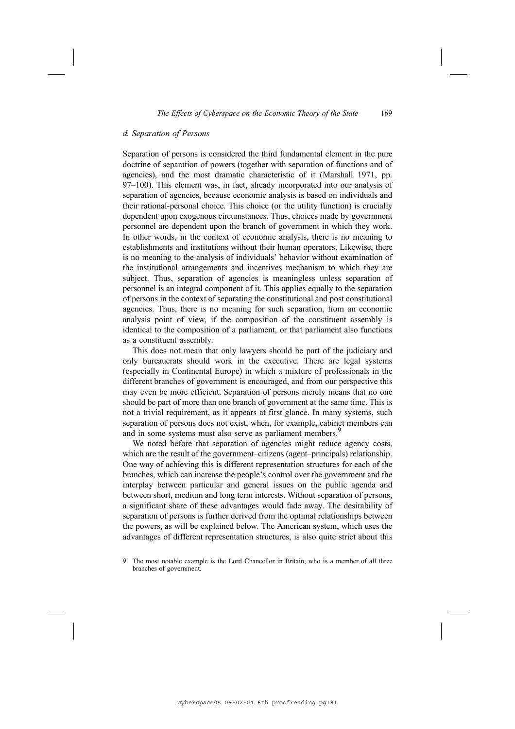### *d. Separation of Persons*

Separation of persons is considered the third fundamental element in the pure doctrine of separation of powers (together with separation of functions and of agencies), and the most dramatic characteristic of it (Marshall 1971, pp. 97–100). This element was, in fact, already incorporated into our analysis of separation of agencies, because economic analysis is based on individuals and their rational-personal choice. This choice (or the utility function) is crucially dependent upon exogenous circumstances. Thus, choices made by government personnel are dependent upon the branch of government in which they work. In other words, in the context of economic analysis, there is no meaning to establishments and institutions without their human operators. Likewise, there is no meaning to the analysis of individuals' behavior without examination of the institutional arrangements and incentives mechanism to which they are subject. Thus, separation of agencies is meaningless unless separation of personnel is an integral component of it. This applies equally to the separation of persons in the context of separating the constitutional and post constitutional agencies. Thus, there is no meaning for such separation, from an economic analysis point of view, if the composition of the constituent assembly is identical to the composition of a parliament, or that parliament also functions as a constituent assembly.

This does not mean that only lawyers should be part of the judiciary and only bureaucrats should work in the executive. There are legal systems (especially in Continental Europe) in which a mixture of professionals in the different branches of government is encouraged, and from our perspective this may even be more efficient. Separation of persons merely means that no one should be part of more than one branch of government at the same time. This is not a trivial requirement, as it appears at first glance. In many systems, such separation of persons does not exist, when, for example, cabinet members can and in some systems must also serve as parliament members.[9]

We noted before that separation of agencies might reduce agency costs, which are the result of the government–citizens (agent–principals) relationship. One way of achieving this is different representation structures for each of the branches, which can increase the people's control over the government and the interplay between particular and general issues on the public agenda and between short, medium and long term interests. Without separation of persons, a significant share of these advantages would fade away. The desirability of separation of persons is further derived from the optimal relationships between the powers, as will be explained below. The American system, which uses the advantages of different representation structures, is also quite strict about this

9 The most notable example is the Lord Chancellor in Britain, who is a member of all three branches of government.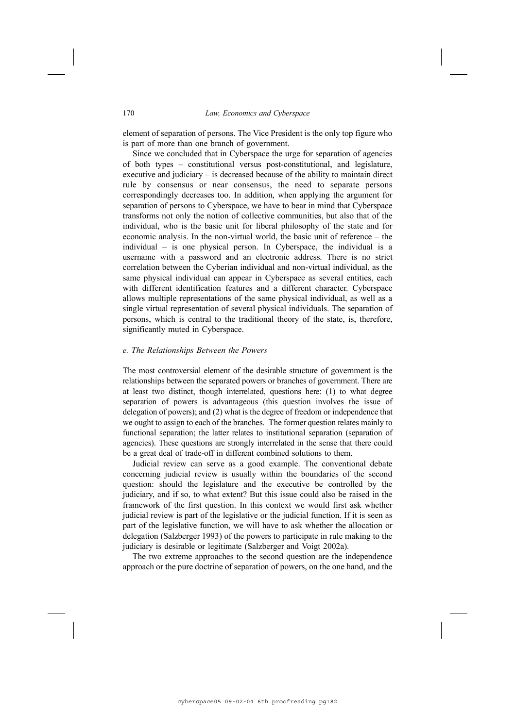element of separation of persons. The Vice President is the only top figure who is part of more than one branch of government.

Since we concluded that in Cyberspace the urge for separation of agencies of both types – constitutional versus post-constitutional, and legislature, executive and judiciary – is decreased because of the ability to maintain direct rule by consensus or near consensus, the need to separate persons correspondingly decreases too. In addition, when applying the argument for separation of persons to Cyberspace, we have to bear in mind that Cyberspace transforms not only the notion of collective communities, but also that of the individual, who is the basic unit for liberal philosophy of the state and for economic analysis. In the non-virtual world, the basic unit of reference – the individual – is one physical person. In Cyberspace, the individual is a username with a password and an electronic address. There is no strict correlation between the Cyberian individual and non-virtual individual, as the same physical individual can appear in Cyberspace as several entities, each with different identification features and a different character. Cyberspace allows multiple representations of the same physical individual, as well as a single virtual representation of several physical individuals. The separation of persons, which is central to the traditional theory of the state, is, therefore, significantly muted in Cyberspace.

### *e. The Relationships Between the Powers*

The most controversial element of the desirable structure of government is the relationships between the separated powers or branches of government. There are at least two distinct, though interrelated, questions here: (1) to what degree separation of powers is advantageous (this question involves the issue of delegation of powers); and (2) what is the degree of freedom or independence that we ought to assign to each of the branches. The former question relates mainly to functional separation; the latter relates to institutional separation (separation of agencies). These questions are strongly interrelated in the sense that there could be a great deal of trade-off in different combined solutions to them.

Judicial review can serve as a good example. The conventional debate concerning judicial review is usually within the boundaries of the second question: should the legislature and the executive be controlled by the judiciary, and if so, to what extent? But this issue could also be raised in the framework of the first question. In this context we would first ask whether judicial review is part of the legislative or the judicial function. If it is seen as part of the legislative function, we will have to ask whether the allocation or delegation (Salzberger 1993) of the powers to participate in rule making to the judiciary is desirable or legitimate (Salzberger and Voigt 2002a).

The two extreme approaches to the second question are the independence approach or the pure doctrine of separation of powers, on the one hand, and the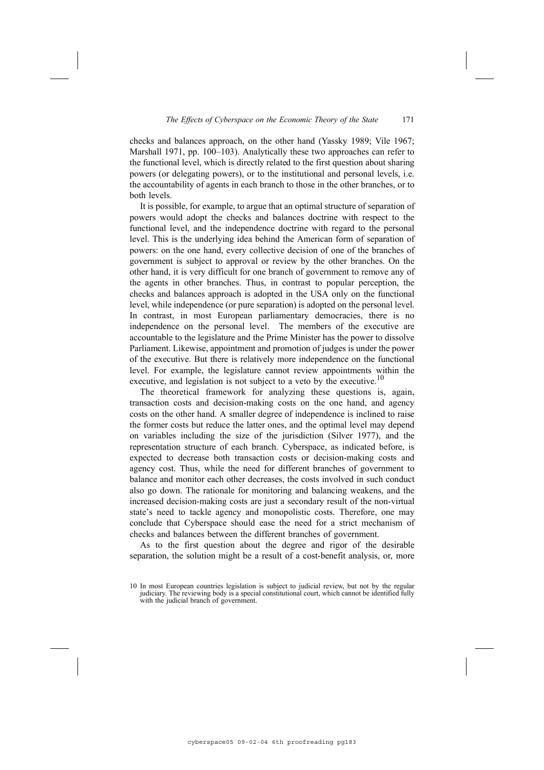checks and balances approach, on the other hand (Yassky 1989; Vile 1967; Marshall 1971, pp. 100–103). Analytically these two approaches can refer to the functional level, which is directly related to the first question about sharing powers (or delegating powers), or to the institutional and personal levels, i.e. the accountability of agents in each branch to those in the other branches, or to both levels.

It is possible, for example, to argue that an optimal structure of separation of powers would adopt the checks and balances doctrine with respect to the functional level, and the independence doctrine with regard to the personal level. This is the underlying idea behind the American form of separation of powers: on the one hand, every collective decision of one of the branches of government is subject to approval or review by the other branches. On the other hand, it is very difficult for one branch of government to remove any of the agents in other branches. Thus, in contrast to popular perception, the checks and balances approach is adopted in the USA only on the functional level, while independence (or pure separation) is adopted on the personal level. In contrast, in most European parliamentary democracies, there is no independence on the personal level. The members of the executive are accountable to the legislature and the Prime Minister has the power to dissolve Parliament. Likewise, appointment and promotion of judges is under the power of the executive. But there is relatively more independence on the functional level. For example, the legislature cannot review appointments within the executive, and legislation is not subject to a veto by the executive.[10]

The theoretical framework for analyzing these questions is, again, transaction costs and decision-making costs on the one hand, and agency costs on the other hand. A smaller degree of independence is inclined to raise the former costs but reduce the latter ones, and the optimal level may depend on variables including the size of the jurisdiction (Silver 1977), and the representation structure of each branch. Cyberspace, as indicated before, is expected to decrease both transaction costs or decision-making costs and agency cost. Thus, while the need for different branches of government to balance and monitor each other decreases, the costs involved in such conduct also go down. The rationale for monitoring and balancing weakens, and the increased decision-making costs are just a secondary result of the non-virtual state's need to tackle agency and monopolistic costs. Therefore, one may conclude that Cyberspace should ease the need for a strict mechanism of checks and balances between the different branches of government.

As to the first question about the degree and rigor of the desirable separation, the solution might be a result of a cost-benefit analysis, or, more

10 In most European countries legislation is subject to judicial review, but not by the regular judiciary. The reviewing body is a special constitutional court, which cannot be identified fully with the judicial branch of government.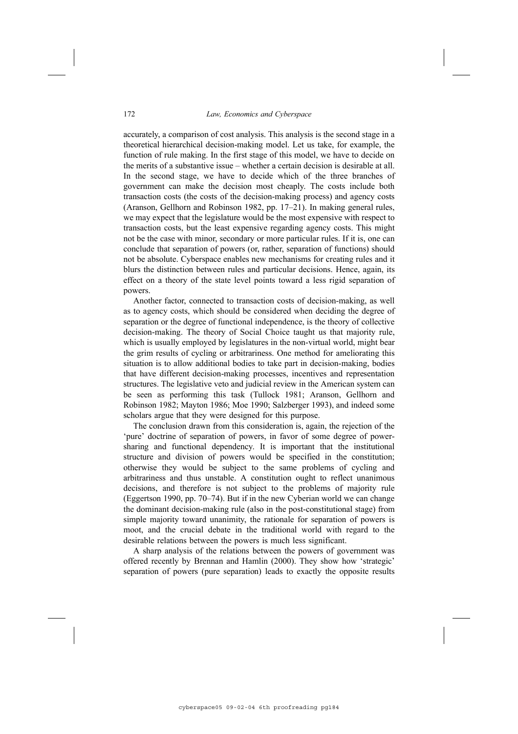accurately, a comparison of cost analysis. This analysis is the second stage in a theoretical hierarchical decision-making model. Let us take, for example, the function of rule making. In the first stage of this model, we have to decide on the merits of a substantive issue – whether a certain decision is desirable at all. In the second stage, we have to decide which of the three branches of government can make the decision most cheaply. The costs include both transaction costs (the costs of the decision-making process) and agency costs (Aranson, Gellhorn and Robinson 1982, pp. 17–21). In making general rules, we may expect that the legislature would be the most expensive with respect to transaction costs, but the least expensive regarding agency costs. This might not be the case with minor, secondary or more particular rules. If it is, one can conclude that separation of powers (or, rather, separation of functions) should not be absolute. Cyberspace enables new mechanisms for creating rules and it blurs the distinction between rules and particular decisions. Hence, again, its effect on a theory of the state level points toward a less rigid separation of powers.

Another factor, connected to transaction costs of decision-making, as well as to agency costs, which should be considered when deciding the degree of separation or the degree of functional independence, is the theory of collective decision-making. The theory of Social Choice taught us that majority rule, which is usually employed by legislatures in the non-virtual world, might bear the grim results of cycling or arbitrariness. One method for ameliorating this situation is to allow additional bodies to take part in decision-making, bodies that have different decision-making processes, incentives and representation structures. The legislative veto and judicial review in the American system can be seen as performing this task (Tullock 1981; Aranson, Gellhorn and Robinson 1982; Mayton 1986; Moe 1990; Salzberger 1993), and indeed some scholars argue that they were designed for this purpose.

The conclusion drawn from this consideration is, again, the rejection of the 'pure' doctrine of separation of powers, in favor of some degree of power-sharing and functional dependency. It is important that the institutional structure and division of powers would be specified in the constitution; otherwise they would be subject to the same problems of cycling and arbitrariness and thus unstable. A constitution ought to reflect unanimous decisions, and therefore is not subject to the problems of majority rule (Eggertson 1990, pp. 70–74). But if in the new Cyberian world we can change the dominant decision-making rule (also in the post-constitutional stage) from simple majority toward unanimity, the rationale for separation of powers is moot, and the crucial debate in the traditional world with regard to the desirable relations between the powers is much less significant.

A sharp analysis of the relations between the powers of government was offered recently by Brennan and Hamlin (2000). They show how 'strategic' separation of powers (pure separation) leads to exactly the opposite results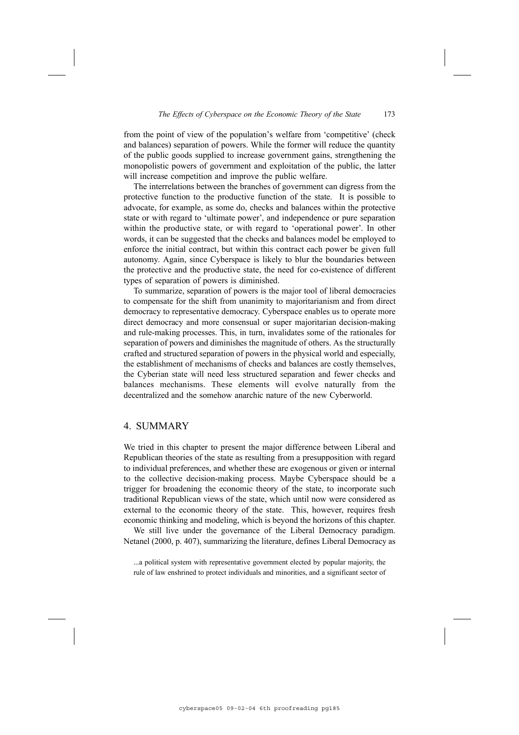from the point of view of the population's welfare from 'competitive' (check and balances) separation of powers. While the former will reduce the quantity of the public goods supplied to increase government gains, strengthening the monopolistic powers of government and exploitation of the public, the latter will increase competition and improve the public welfare.

The interrelations between the branches of government can digress from the protective function to the productive function of the state. It is possible to advocate, for example, as some do, checks and balances within the protective state or with regard to 'ultimate power', and independence or pure separation within the productive state, or with regard to 'operational power'. In other words, it can be suggested that the checks and balances model be employed to enforce the initial contract, but within this contract each power be given full autonomy. Again, since Cyberspace is likely to blur the boundaries between the protective and the productive state, the need for co-existence of different types of separation of powers is diminished.

To summarize, separation of powers is the major tool of liberal democracies to compensate for the shift from unanimity to majoritarianism and from direct democracy to representative democracy. Cyberspace enables us to operate more direct democracy and more consensual or super majoritarian decision-making and rule-making processes. This, in turn, invalidates some of the rationales for separation of powers and diminishes the magnitude of others. As the structurally crafted and structured separation of powers in the physical world and especially, the establishment of mechanisms of checks and balances are costly themselves, the Cyberian state will need less structured separation and fewer checks and balances mechanisms. These elements will evolve naturally from the decentralized and the somehow anarchic nature of the new Cyberworld.

## 4. SUMMARY

We tried in this chapter to present the major difference between Liberal and Republican theories of the state as resulting from a presupposition with regard to individual preferences, and whether these are exogenous or given or internal to the collective decision-making process. Maybe Cyberspace should be a trigger for broadening the economic theory of the state, to incorporate such traditional Republican views of the state, which until now were considered as external to the economic theory of the state. This, however, requires fresh economic thinking and modeling, which is beyond the horizons of this chapter.

We still live under the governance of the Liberal Democracy paradigm. Netanel (2000, p. 407), summarizing the literature, defines Liberal Democracy as

> ...a political system with representative government elected by popular majority, the rule of law enshrined to protect individuals and minorities, and a significant sector of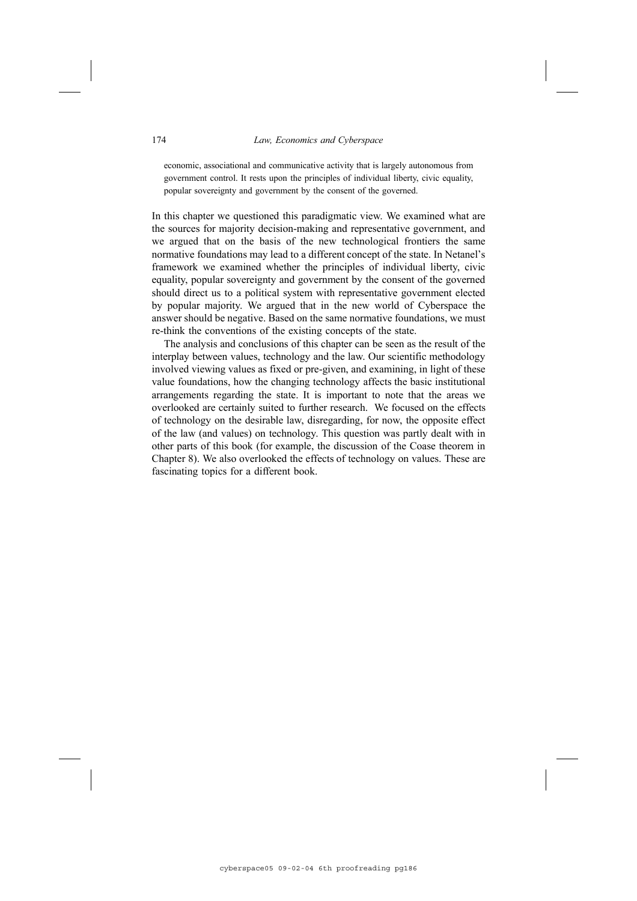> economic, associational and communicative activity that is largely autonomous from government control. It rests upon the principles of individual liberty, civic equality, popular sovereignty and government by the consent of the governed.

In this chapter we questioned this paradigmatic view. We examined what are the sources for majority decision-making and representative government, and we argued that on the basis of the new technological frontiers the same normative foundations may lead to a different concept of the state. In Netanel's framework we examined whether the principles of individual liberty, civic equality, popular sovereignty and government by the consent of the governed should direct us to a political system with representative government elected by popular majority. We argued that in the new world of Cyberspace the answer should be negative. Based on the same normative foundations, we must re-think the conventions of the existing concepts of the state.

The analysis and conclusions of this chapter can be seen as the result of the interplay between values, technology and the law. Our scientific methodology involved viewing values as fixed or pre-given, and examining, in light of these value foundations, how the changing technology affects the basic institutional arrangements regarding the state. It is important to note that the areas we overlooked are certainly suited to further research. We focused on the effects of technology on the desirable law, disregarding, for now, the opposite effect of the law (and values) on technology. This question was partly dealt with in other parts of this book (for example, the discussion of the Coase theorem in Chapter 8). We also overlooked the effects of technology on values. These are fascinating topics for a different book.